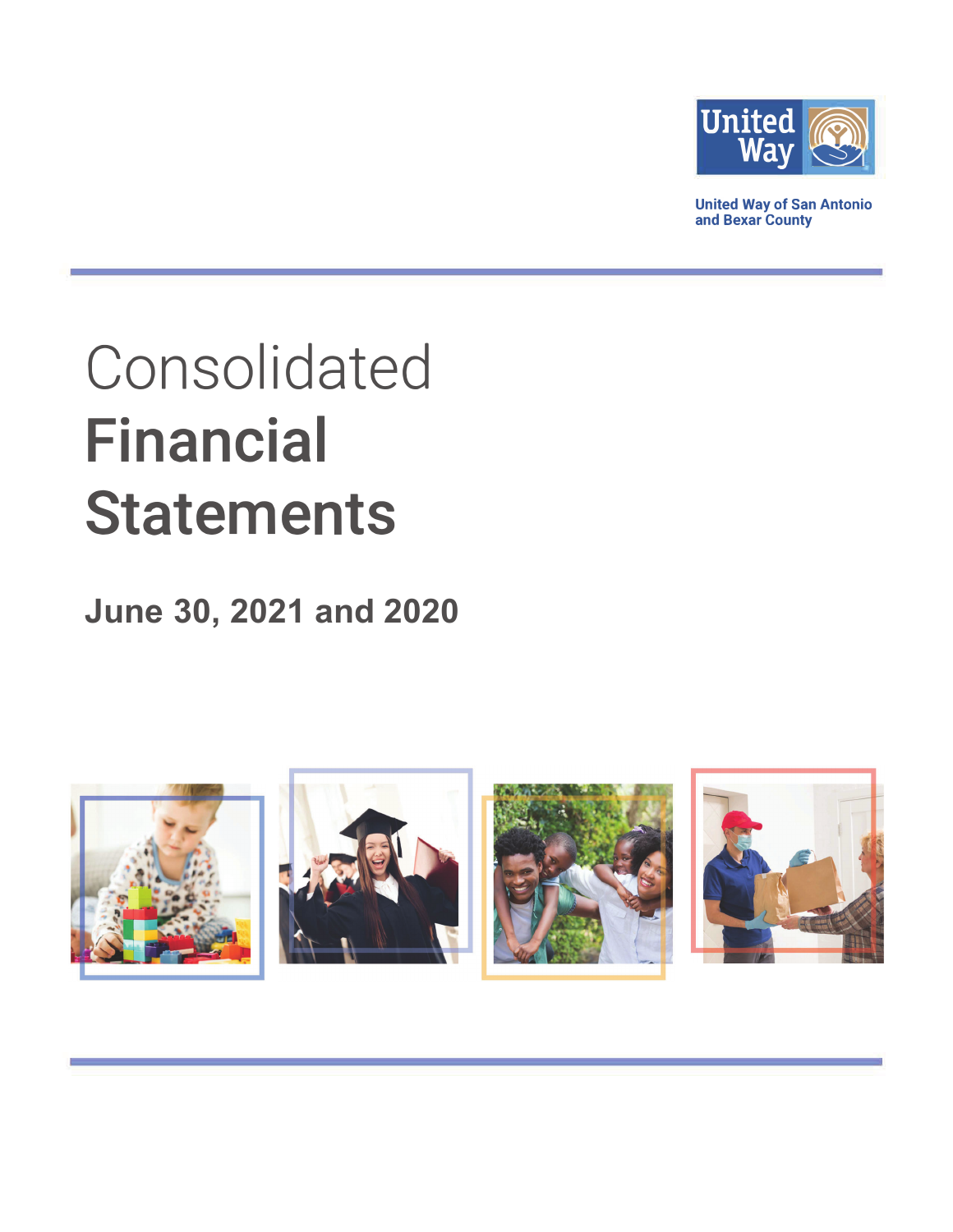United Way

United Way of San Antonio and Bexar County

# Consolidated Financial Statements

## June 30, 2021 and 2020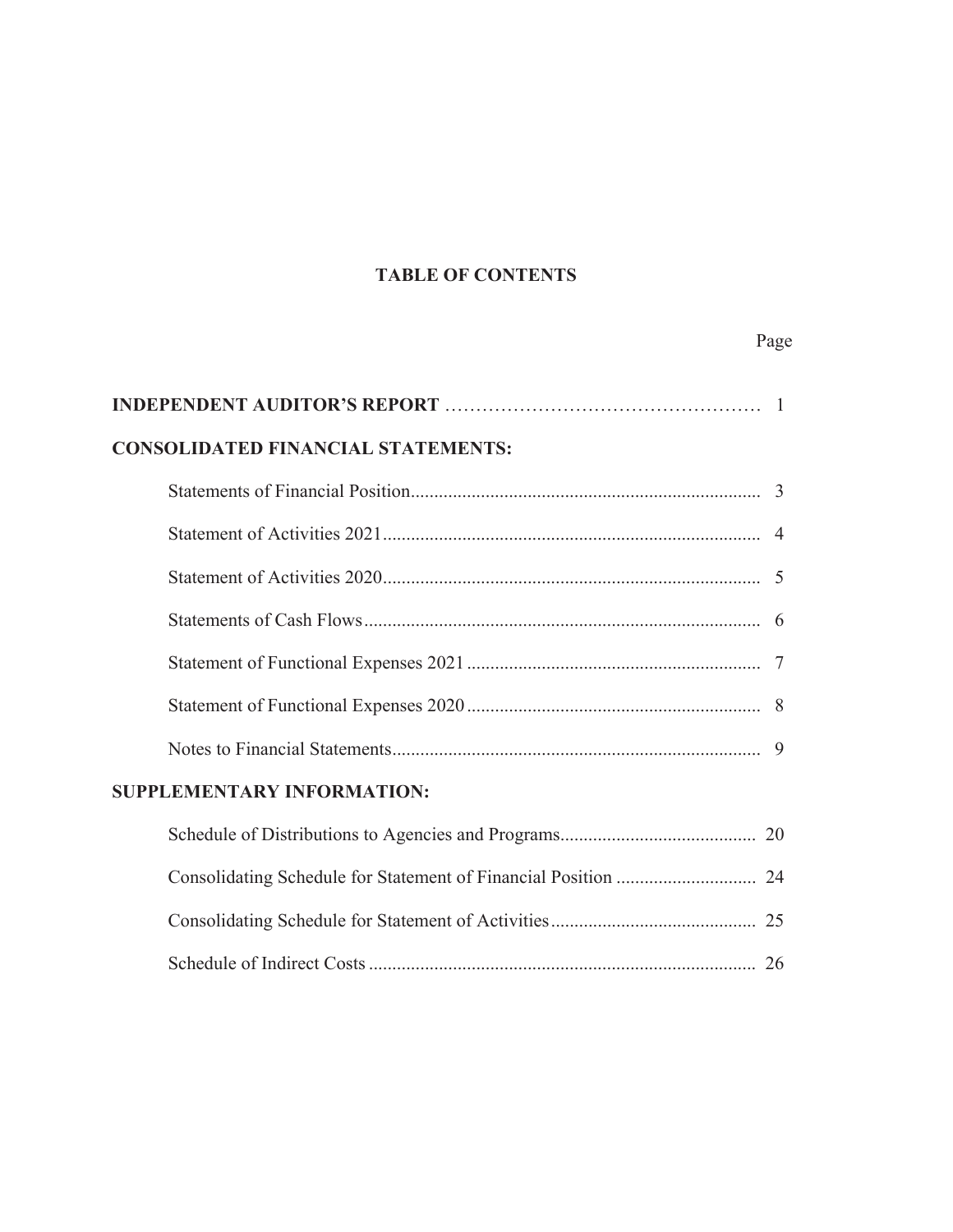# TABLE OF CONTENTS

| | Page |
|---|---|
| **INDEPENDENT AUDITOR'S REPORT** | 1 |
| **CONSOLIDATED FINANCIAL STATEMENTS:** | |
| Statements of Financial Position | 3 |
| Statement of Activities 2021 | 4 |
| Statement of Activities 2020 | 5 |
| Statements of Cash Flows | 6 |
| Statement of Functional Expenses 2021 | 7 |
| Statement of Functional Expenses 2020 | 8 |
| Notes to Financial Statements | 9 |
| **SUPPLEMENTARY INFORMATION:** | |
| Schedule of Distributions to Agencies and Programs | 20 |
| Consolidating Schedule for Statement of Financial Position | 24 |
| Consolidating Schedule for Statement of Activities | 25 |
| Schedule of Indirect Costs | 26 |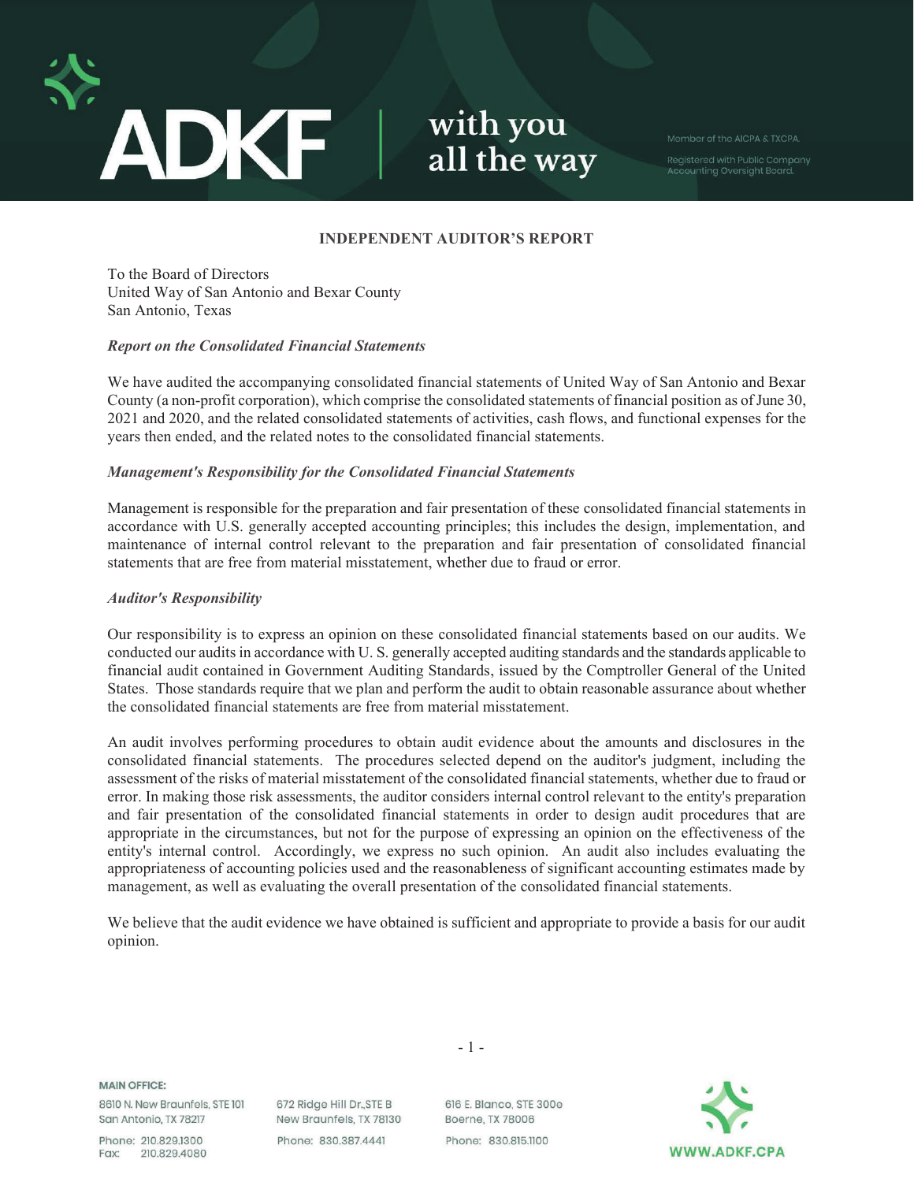## INDEPENDENT AUDITOR'S REPORT

To the Board of Directors
United Way of San Antonio and Bexar County
San Antonio, Texas

### *Report on the Consolidated Financial Statements*

We have audited the accompanying consolidated financial statements of United Way of San Antonio and Bexar County (a non-profit corporation), which comprise the consolidated statements of financial position as of June 30, 2021 and 2020, and the related consolidated statements of activities, cash flows, and functional expenses for the years then ended, and the related notes to the consolidated financial statements.

### *Management's Responsibility for the Consolidated Financial Statements*

Management is responsible for the preparation and fair presentation of these consolidated financial statements in accordance with U.S. generally accepted accounting principles; this includes the design, implementation, and maintenance of internal control relevant to the preparation and fair presentation of consolidated financial statements that are free from material misstatement, whether due to fraud or error.

### *Auditor's Responsibility*

Our responsibility is to express an opinion on these consolidated financial statements based on our audits. We conducted our audits in accordance with U. S. generally accepted auditing standards and the standards applicable to financial audit contained in Government Auditing Standards, issued by the Comptroller General of the United States. Those standards require that we plan and perform the audit to obtain reasonable assurance about whether the consolidated financial statements are free from material misstatement.

An audit involves performing procedures to obtain audit evidence about the amounts and disclosures in the consolidated financial statements. The procedures selected depend on the auditor's judgment, including the assessment of the risks of material misstatement of the consolidated financial statements, whether due to fraud or error. In making those risk assessments, the auditor considers internal control relevant to the entity's preparation and fair presentation of the consolidated financial statements in order to design audit procedures that are appropriate in the circumstances, but not for the purpose of expressing an opinion on the effectiveness of the entity's internal control. Accordingly, we express no such opinion. An audit also includes evaluating the appropriateness of accounting policies used and the reasonableness of significant accounting estimates made by management, as well as evaluating the overall presentation of the consolidated financial statements.

We believe that the audit evidence we have obtained is sufficient and appropriate to provide a basis for our audit opinion.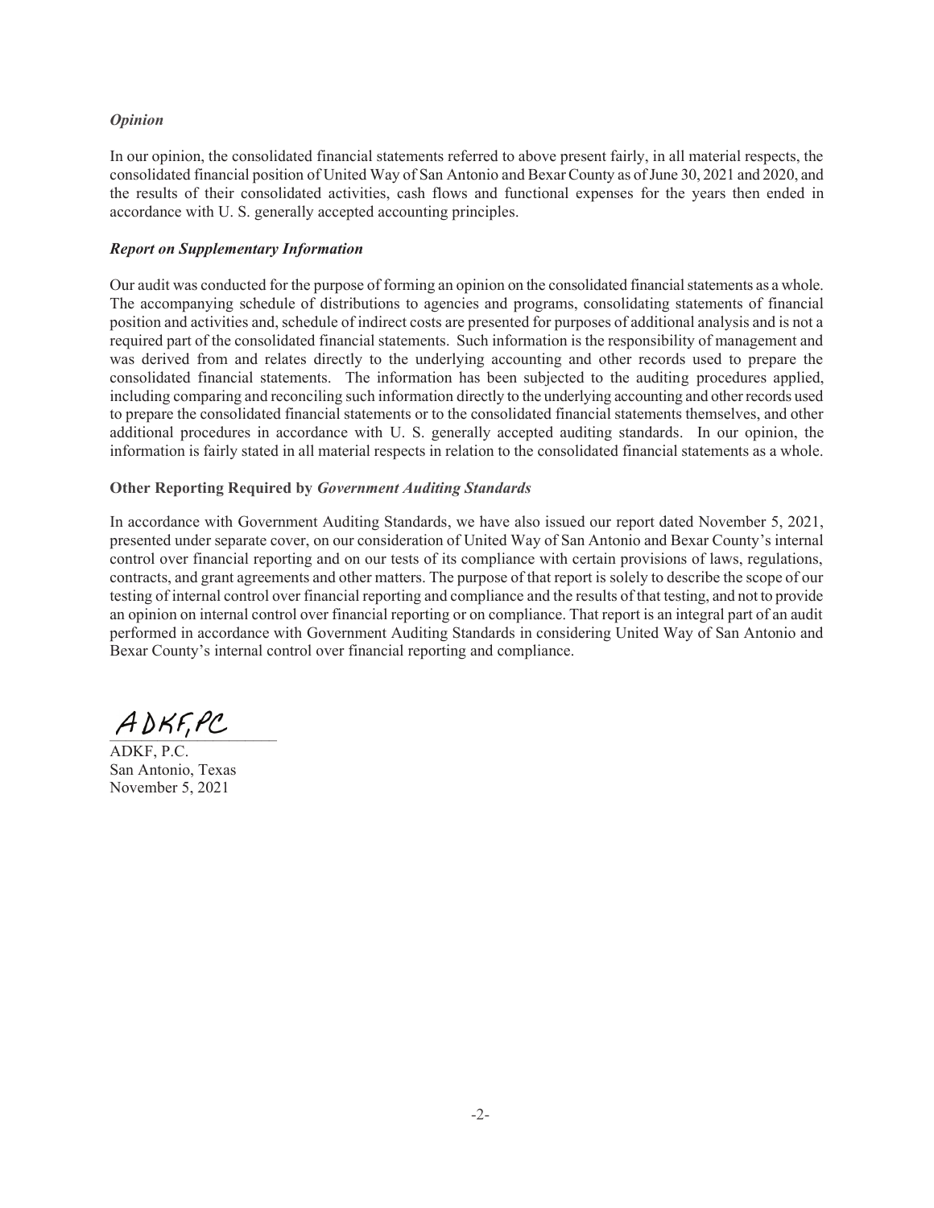### *Opinion*

In our opinion, the consolidated financial statements referred to above present fairly, in all material respects, the consolidated financial position of United Way of San Antonio and Bexar County as of June 30, 2021 and 2020, and the results of their consolidated activities, cash flows and functional expenses for the years then ended in accordance with U. S. generally accepted accounting principles.

### *Report on Supplementary Information*

Our audit was conducted for the purpose of forming an opinion on the consolidated financial statements as a whole. The accompanying schedule of distributions to agencies and programs, consolidating statements of financial position and activities and, schedule of indirect costs are presented for purposes of additional analysis and is not a required part of the consolidated financial statements. Such information is the responsibility of management and was derived from and relates directly to the underlying accounting and other records used to prepare the consolidated financial statements. The information has been subjected to the auditing procedures applied, including comparing and reconciling such information directly to the underlying accounting and other records used to prepare the consolidated financial statements or to the consolidated financial statements themselves, and other additional procedures in accordance with U. S. generally accepted auditing standards. In our opinion, the information is fairly stated in all material respects in relation to the consolidated financial statements as a whole.

### Other Reporting Required by *Government Auditing Standards*

In accordance with Government Auditing Standards, we have also issued our report dated November 5, 2021, presented under separate cover, on our consideration of United Way of San Antonio and Bexar County's internal control over financial reporting and on our tests of its compliance with certain provisions of laws, regulations, contracts, and grant agreements and other matters. The purpose of that report is solely to describe the scope of our testing of internal control over financial reporting and compliance and the results of that testing, and not to provide an opinion on internal control over financial reporting or on compliance. That report is an integral part of an audit performed in accordance with Government Auditing Standards in considering United Way of San Antonio and Bexar County's internal control over financial reporting and compliance.

*ADKF, PC*

ADKF, P.C.
San Antonio, Texas
November 5, 2021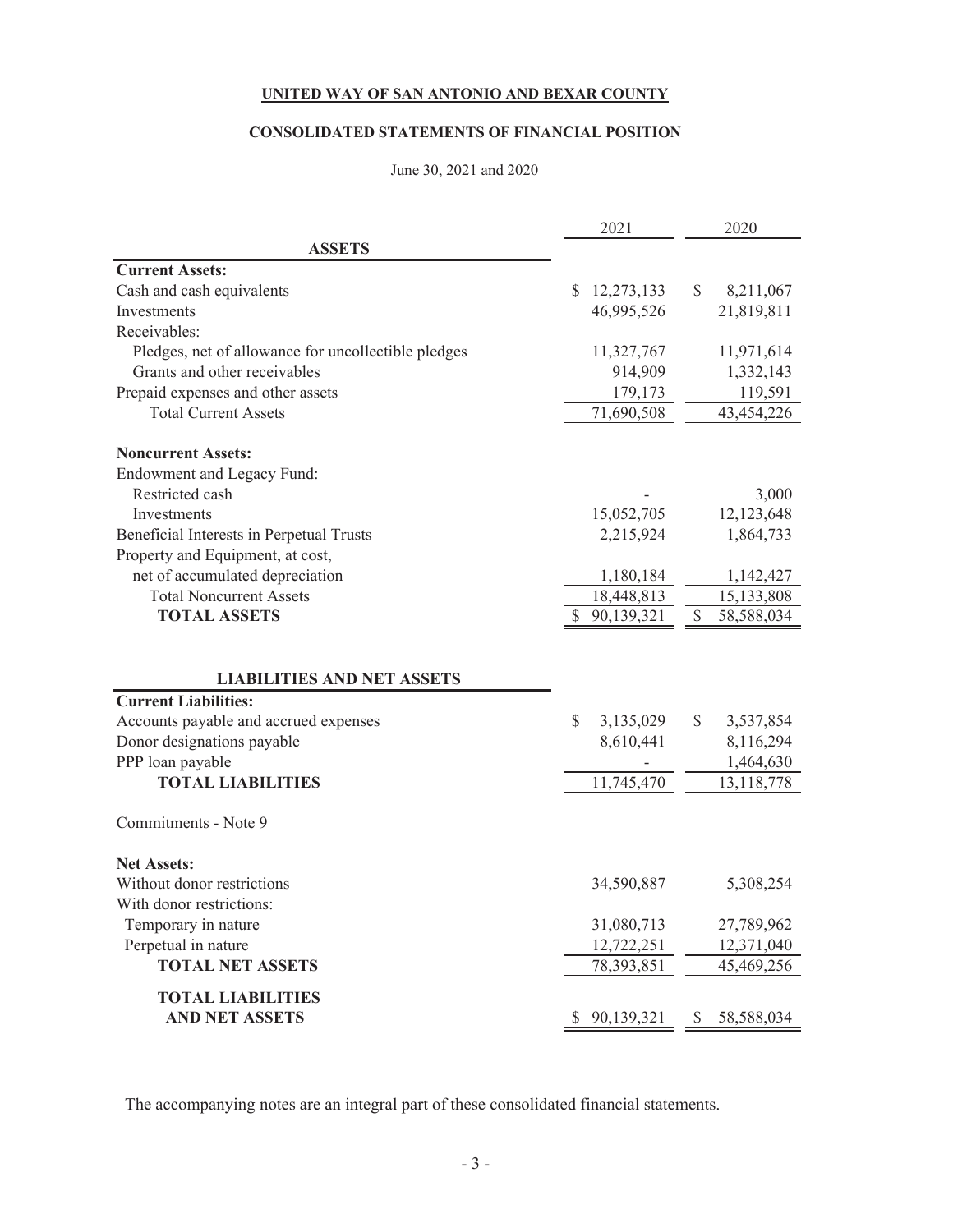**UNITED WAY OF SAN ANTONIO AND BEXAR COUNTY**

**CONSOLIDATED STATEMENTS OF FINANCIAL POSITION**

June 30, 2021 and 2020

| | 2021 | 2020 |
|---|---|---|
| **ASSETS** | | |
| **Current Assets:** | | |
| Cash and cash equivalents | $ 12,273,133 | $ 8,211,067 |
| Investments | 46,995,526 | 21,819,811 |
| Receivables: | | |
| Pledges, net of allowance for uncollectible pledges | 11,327,767 | 11,971,614 |
| Grants and other receivables | 914,909 | 1,332,143 |
| Prepaid expenses and other assets | 179,173 | 119,591 |
| Total Current Assets | 71,690,508 | 43,454,226 |
| **Noncurrent Assets:** | | |
| Endowment and Legacy Fund: | | |
| Restricted cash | - | 3,000 |
| Investments | 15,052,705 | 12,123,648 |
| Beneficial Interests in Perpetual Trusts | 2,215,924 | 1,864,733 |
| Property and Equipment, at cost, | | |
| net of accumulated depreciation | 1,180,184 | 1,142,427 |
| Total Noncurrent Assets | 18,448,813 | 15,133,808 |
| **TOTAL ASSETS** | $ 90,139,321 | $ 58,588,034 |
| **LIABILITIES AND NET ASSETS** | | |
| **Current Liabilities:** | | |
| Accounts payable and accrued expenses | $ 3,135,029 | $ 3,537,854 |
| Donor designations payable | 8,610,441 | 8,116,294 |
| PPP loan payable | - | 1,464,630 |
| **TOTAL LIABILITIES** | 11,745,470 | 13,118,778 |
| Commitments - Note 9 | | |
| **Net Assets:** | | |
| Without donor restrictions | 34,590,887 | 5,308,254 |
| With donor restrictions: | | |
| Temporary in nature | 31,080,713 | 27,789,962 |
| Perpetual in nature | 12,722,251 | 12,371,040 |
| **TOTAL NET ASSETS** | 78,393,851 | 45,469,256 |
| **TOTAL LIABILITIES AND NET ASSETS** | $ 90,139,321 | $ 58,588,034 |

The accompanying notes are an integral part of these consolidated financial statements.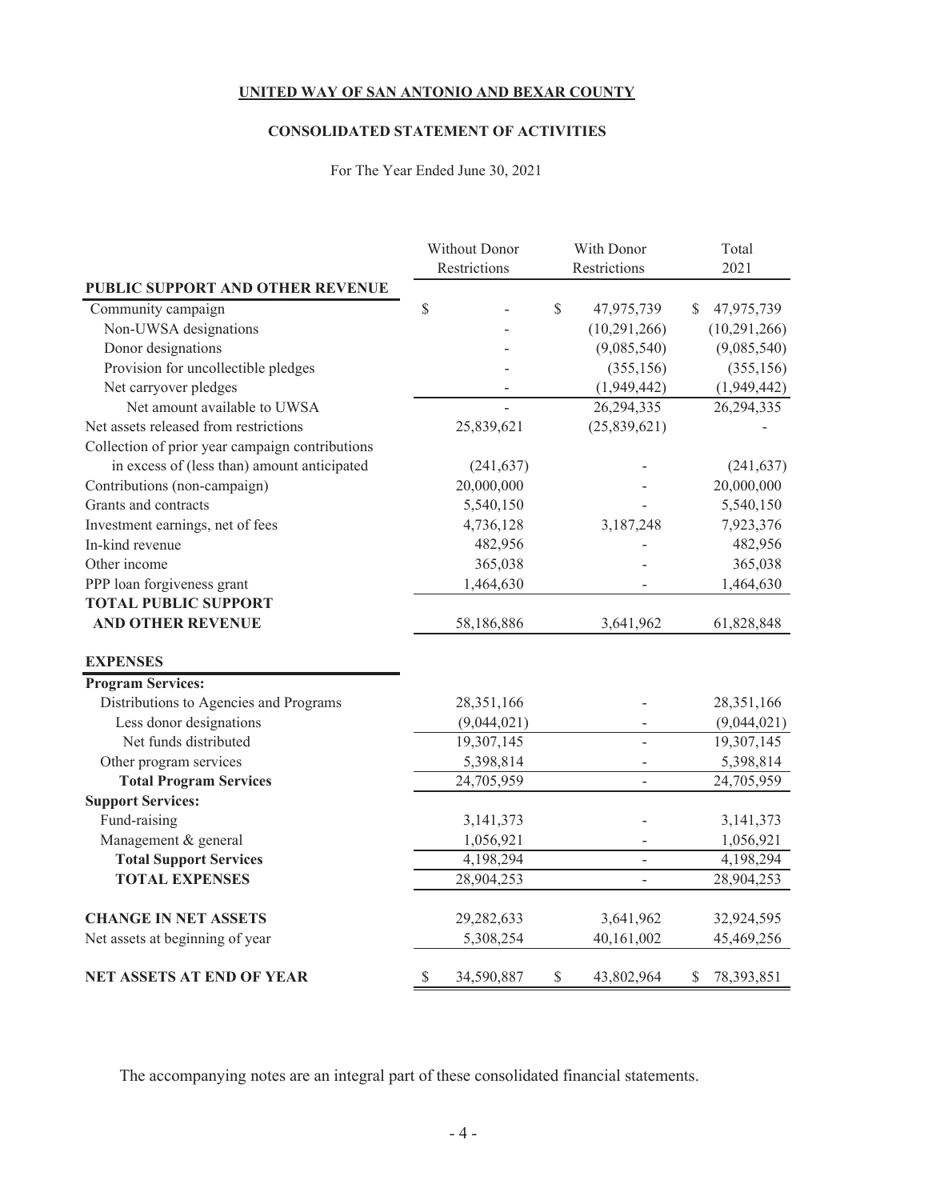**UNITED WAY OF SAN ANTONIO AND BEXAR COUNTY**

**CONSOLIDATED STATEMENT OF ACTIVITIES**

For The Year Ended June 30, 2021

| | Without Donor Restrictions | With Donor Restrictions | Total 2021 |
|---|---|---|---|
| **PUBLIC SUPPORT AND OTHER REVENUE** | | | |
| Community campaign | $ - | $ 47,975,739 | $ 47,975,739 |
| Non-UWSA designations | - | (10,291,266) | (10,291,266) |
| Donor designations | - | (9,085,540) | (9,085,540) |
| Provision for uncollectible pledges | - | (355,156) | (355,156) |
| Net carryover pledges | - | (1,949,442) | (1,949,442) |
| Net amount available to UWSA | - | 26,294,335 | 26,294,335 |
| Net assets released from restrictions | 25,839,621 | (25,839,621) | - |
| Collection of prior year campaign contributions in excess of (less than) amount anticipated | (241,637) | - | (241,637) |
| Contributions (non-campaign) | 20,000,000 | - | 20,000,000 |
| Grants and contracts | 5,540,150 | - | 5,540,150 |
| Investment earnings, net of fees | 4,736,128 | 3,187,248 | 7,923,376 |
| In-kind revenue | 482,956 | - | 482,956 |
| Other income | 365,038 | - | 365,038 |
| PPP loan forgiveness grant | 1,464,630 | - | 1,464,630 |
| **TOTAL PUBLIC SUPPORT AND OTHER REVENUE** | 58,186,886 | 3,641,962 | 61,828,848 |
| **EXPENSES** | | | |
| **Program Services:** | | | |
| Distributions to Agencies and Programs | 28,351,166 | - | 28,351,166 |
| Less donor designations | (9,044,021) | - | (9,044,021) |
| Net funds distributed | 19,307,145 | - | 19,307,145 |
| Other program services | 5,398,814 | - | 5,398,814 |
| **Total Program Services** | 24,705,959 | - | 24,705,959 |
| **Support Services:** | | | |
| Fund-raising | 3,141,373 | - | 3,141,373 |
| Management & general | 1,056,921 | - | 1,056,921 |
| **Total Support Services** | 4,198,294 | - | 4,198,294 |
| **TOTAL EXPENSES** | 28,904,253 | - | 28,904,253 |
| **CHANGE IN NET ASSETS** | 29,282,633 | 3,641,962 | 32,924,595 |
| Net assets at beginning of year | 5,308,254 | 40,161,002 | 45,469,256 |
| **NET ASSETS AT END OF YEAR** | $ 34,590,887 | $ 43,802,964 | $ 78,393,851 |

The accompanying notes are an integral part of these consolidated financial statements.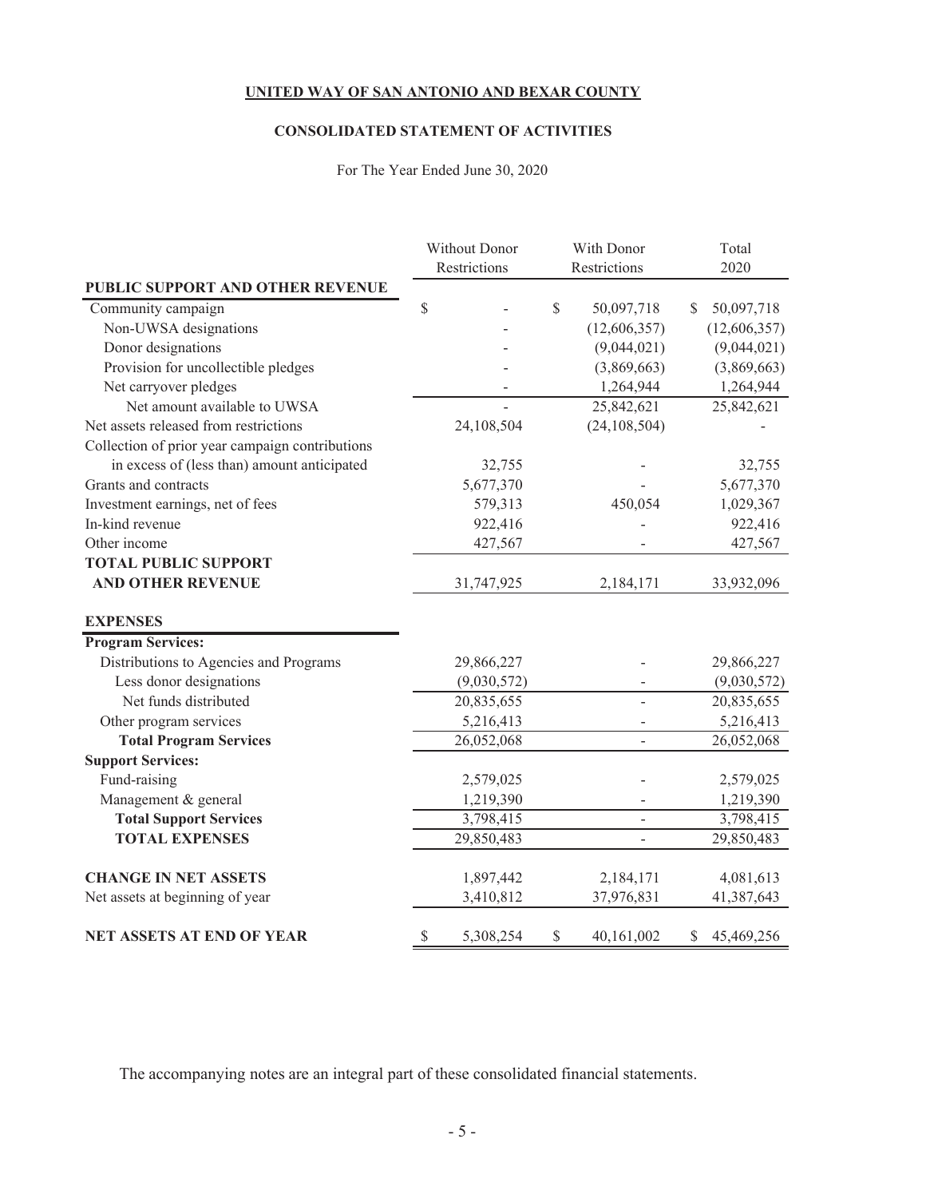**UNITED WAY OF SAN ANTONIO AND BEXAR COUNTY**

**CONSOLIDATED STATEMENT OF ACTIVITIES**

For The Year Ended June 30, 2020

| | Without Donor Restrictions | With Donor Restrictions | Total 2020 |
|---|---|---|---|
| **PUBLIC SUPPORT AND OTHER REVENUE** | | | |
| Community campaign | $ - | $ 50,097,718 | $ 50,097,718 |
| Non-UWSA designations | - | (12,606,357) | (12,606,357) |
| Donor designations | - | (9,044,021) | (9,044,021) |
| Provision for uncollectible pledges | - | (3,869,663) | (3,869,663) |
| Net carryover pledges | - | 1,264,944 | 1,264,944 |
| Net amount available to UWSA | - | 25,842,621 | 25,842,621 |
| Net assets released from restrictions | 24,108,504 | (24,108,504) | - |
| Collection of prior year campaign contributions in excess of (less than) amount anticipated | 32,755 | - | 32,755 |
| Grants and contracts | 5,677,370 | - | 5,677,370 |
| Investment earnings, net of fees | 579,313 | 450,054 | 1,029,367 |
| In-kind revenue | 922,416 | - | 922,416 |
| Other income | 427,567 | - | 427,567 |
| **TOTAL PUBLIC SUPPORT AND OTHER REVENUE** | 31,747,925 | 2,184,171 | 33,932,096 |
| **EXPENSES** | | | |
| **Program Services:** | | | |
| Distributions to Agencies and Programs | 29,866,227 | - | 29,866,227 |
| Less donor designations | (9,030,572) | - | (9,030,572) |
| Net funds distributed | 20,835,655 | - | 20,835,655 |
| Other program services | 5,216,413 | - | 5,216,413 |
| **Total Program Services** | 26,052,068 | - | 26,052,068 |
| **Support Services:** | | | |
| Fund-raising | 2,579,025 | - | 2,579,025 |
| Management & general | 1,219,390 | - | 1,219,390 |
| **Total Support Services** | 3,798,415 | - | 3,798,415 |
| **TOTAL EXPENSES** | 29,850,483 | - | 29,850,483 |
| **CHANGE IN NET ASSETS** | 1,897,442 | 2,184,171 | 4,081,613 |
| Net assets at beginning of year | 3,410,812 | 37,976,831 | 41,387,643 |
| **NET ASSETS AT END OF YEAR** | $ 5,308,254 | $ 40,161,002 | $ 45,469,256 |

The accompanying notes are an integral part of these consolidated financial statements.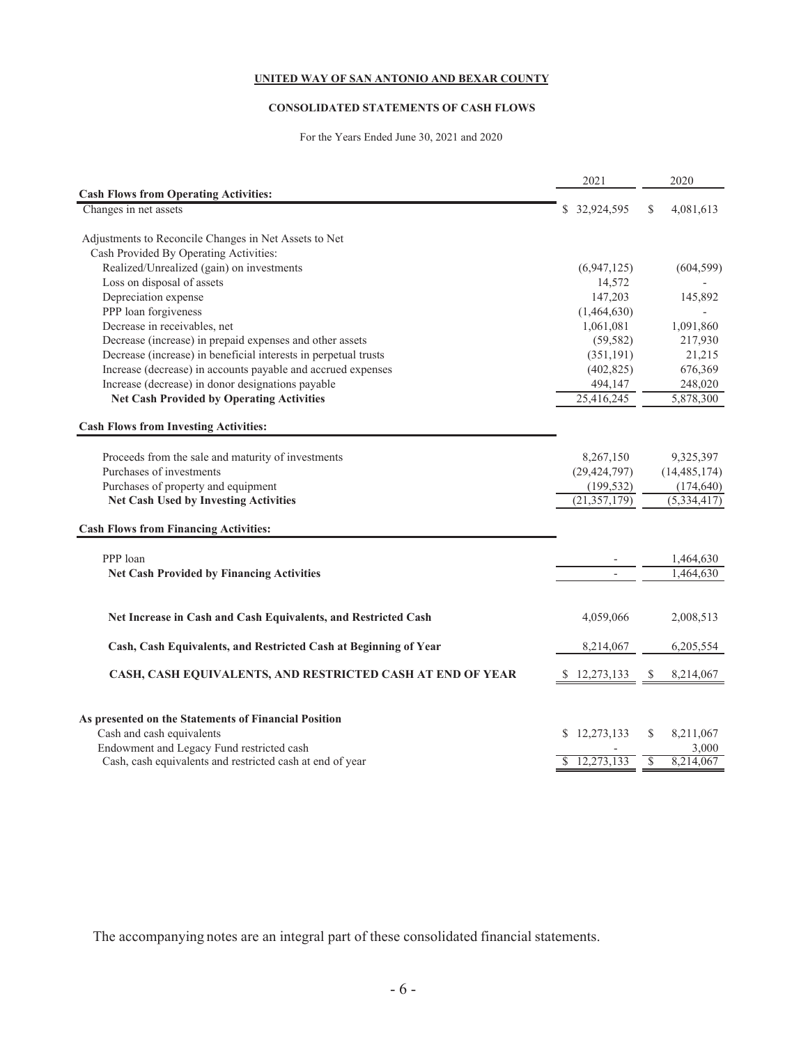**UNITED WAY OF SAN ANTONIO AND BEXAR COUNTY**

**CONSOLIDATED STATEMENTS OF CASH FLOWS**

For the Years Ended June 30, 2021 and 2020

| | 2021 | 2020 |
|---|---|---|
| **Cash Flows from Operating Activities:** | | |
| Changes in net assets | $ 32,924,595 | $ 4,081,613 |
| | | |
| Adjustments to Reconcile Changes in Net Assets to Net Cash Provided By Operating Activities: | | |
| Realized/Unrealized (gain) on investments | (6,947,125) | (604,599) |
| Loss on disposal of assets | 14,572 | - |
| Depreciation expense | 147,203 | 145,892 |
| PPP loan forgiveness | (1,464,630) | - |
| Decrease in receivables, net | 1,061,081 | 1,091,860 |
| Decrease (increase) in prepaid expenses and other assets | (59,582) | 217,930 |
| Decrease (increase) in beneficial interests in perpetual trusts | (351,191) | 21,215 |
| Increase (decrease) in accounts payable and accrued expenses | (402,825) | 676,369 |
| Increase (decrease) in donor designations payable | 494,147 | 248,020 |
| **Net Cash Provided by Operating Activities** | 25,416,245 | 5,878,300 |
| | | |
| **Cash Flows from Investing Activities:** | | |
| Proceeds from the sale and maturity of investments | 8,267,150 | 9,325,397 |
| Purchases of investments | (29,424,797) | (14,485,174) |
| Purchases of property and equipment | (199,532) | (174,640) |
| **Net Cash Used by Investing Activities** | (21,357,179) | (5,334,417) |
| | | |
| **Cash Flows from Financing Activities:** | | |
| PPP loan | - | 1,464,630 |
| **Net Cash Provided by Financing Activities** | - | 1,464,630 |
| | | |
| **Net Increase in Cash and Cash Equivalents, and Restricted Cash** | 4,059,066 | 2,008,513 |
| | | |
| **Cash, Cash Equivalents, and Restricted Cash at Beginning of Year** | 8,214,067 | 6,205,554 |
| | | |
| **CASH, CASH EQUIVALENTS, AND RESTRICTED CASH AT END OF YEAR** | $ 12,273,133 | $ 8,214,067 |
| | | |
| **As presented on the Statements of Financial Position** | | |
| Cash and cash equivalents | $ 12,273,133 | $ 8,211,067 |
| Endowment and Legacy Fund restricted cash | - | 3,000 |
| Cash, cash equivalents and restricted cash at end of year | $ 12,273,133 | $ 8,214,067 |

The accompanying notes are an integral part of these consolidated financial statements.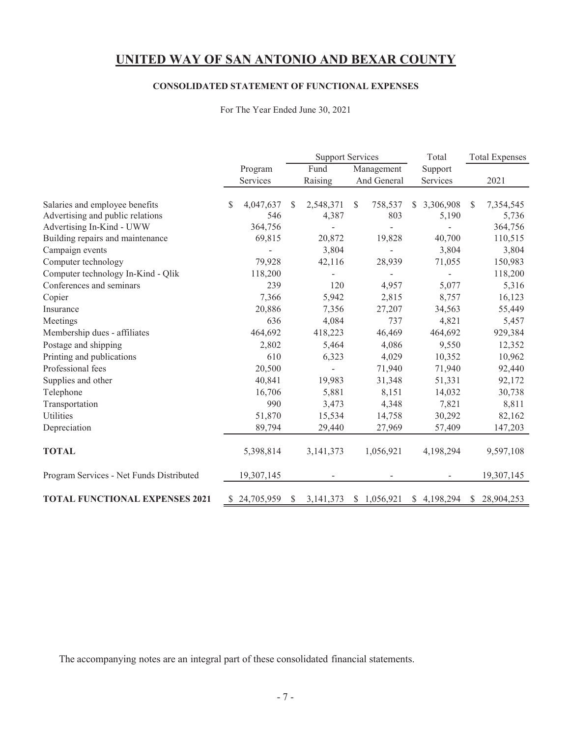# UNITED WAY OF SAN ANTONIO AND BEXAR COUNTY

### CONSOLIDATED STATEMENT OF FUNCTIONAL EXPENSES

For The Year Ended June 30, 2021

| | Program | Support Services | | Total | Total Expenses |
|---|---|---|---|---|---|
| | Services | Fund Raising | Management And General | Support Services | 2021 |
| Salaries and employee benefits | $ 4,047,637 | $ 2,548,371 | $ 758,537 | $ 3,306,908 | $ 7,354,545 |
| Advertising and public relations | 546 | 4,387 | 803 | 5,190 | 5,736 |
| Advertising In-Kind - UWW | 364,756 | - | - | - | 364,756 |
| Building repairs and maintenance | 69,815 | 20,872 | 19,828 | 40,700 | 110,515 |
| Campaign events | - | 3,804 | - | 3,804 | 3,804 |
| Computer technology | 79,928 | 42,116 | 28,939 | 71,055 | 150,983 |
| Computer technology In-Kind - Qlik | 118,200 | - | - | - | 118,200 |
| Conferences and seminars | 239 | 120 | 4,957 | 5,077 | 5,316 |
| Copier | 7,366 | 5,942 | 2,815 | 8,757 | 16,123 |
| Insurance | 20,886 | 7,356 | 27,207 | 34,563 | 55,449 |
| Meetings | 636 | 4,084 | 737 | 4,821 | 5,457 |
| Membership dues - affiliates | 464,692 | 418,223 | 46,469 | 464,692 | 929,384 |
| Postage and shipping | 2,802 | 5,464 | 4,086 | 9,550 | 12,352 |
| Printing and publications | 610 | 6,323 | 4,029 | 10,352 | 10,962 |
| Professional fees | 20,500 | - | 71,940 | 71,940 | 92,440 |
| Supplies and other | 40,841 | 19,983 | 31,348 | 51,331 | 92,172 |
| Telephone | 16,706 | 5,881 | 8,151 | 14,032 | 30,738 |
| Transportation | 990 | 3,473 | 4,348 | 7,821 | 8,811 |
| Utilities | 51,870 | 15,534 | 14,758 | 30,292 | 82,162 |
| Depreciation | 89,794 | 29,440 | 27,969 | 57,409 | 147,203 |
| **TOTAL** | 5,398,814 | 3,141,373 | 1,056,921 | 4,198,294 | 9,597,108 |
| Program Services - Net Funds Distributed | 19,307,145 | - | - | - | 19,307,145 |
| **TOTAL FUNCTIONAL EXPENSES 2021** | $ 24,705,959 | $ 3,141,373 | $ 1,056,921 | $ 4,198,294 | $ 28,904,253 |

The accompanying notes are an integral part of these consolidated financial statements.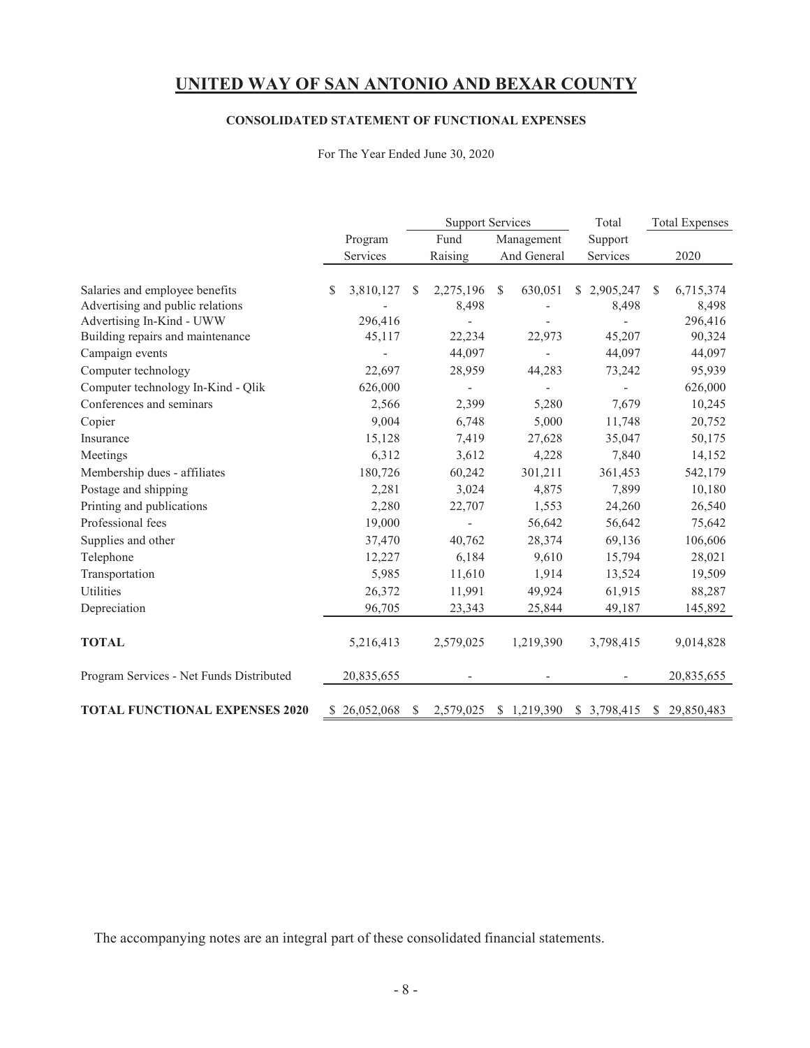# UNITED WAY OF SAN ANTONIO AND BEXAR COUNTY

## CONSOLIDATED STATEMENT OF FUNCTIONAL EXPENSES

For The Year Ended June 30, 2020

| | | Support Services | | Total | Total Expenses |
|---|---|---|---|---|---|
| | Program Services | Fund Raising | Management And General | Support Services | 2020 |
| Salaries and employee benefits | $ 3,810,127 | $ 2,275,196 | $ 630,051 | $ 2,905,247 | $ 6,715,374 |
| Advertising and public relations | - | 8,498 | - | 8,498 | 8,498 |
| Advertising In-Kind - UWW | 296,416 | - | - | - | 296,416 |
| Building repairs and maintenance | 45,117 | 22,234 | 22,973 | 45,207 | 90,324 |
| Campaign events | - | 44,097 | - | 44,097 | 44,097 |
| Computer technology | 22,697 | 28,959 | 44,283 | 73,242 | 95,939 |
| Computer technology In-Kind - Qlik | 626,000 | - | - | - | 626,000 |
| Conferences and seminars | 2,566 | 2,399 | 5,280 | 7,679 | 10,245 |
| Copier | 9,004 | 6,748 | 5,000 | 11,748 | 20,752 |
| Insurance | 15,128 | 7,419 | 27,628 | 35,047 | 50,175 |
| Meetings | 6,312 | 3,612 | 4,228 | 7,840 | 14,152 |
| Membership dues - affiliates | 180,726 | 60,242 | 301,211 | 361,453 | 542,179 |
| Postage and shipping | 2,281 | 3,024 | 4,875 | 7,899 | 10,180 |
| Printing and publications | 2,280 | 22,707 | 1,553 | 24,260 | 26,540 |
| Professional fees | 19,000 | - | 56,642 | 56,642 | 75,642 |
| Supplies and other | 37,470 | 40,762 | 28,374 | 69,136 | 106,606 |
| Telephone | 12,227 | 6,184 | 9,610 | 15,794 | 28,021 |
| Transportation | 5,985 | 11,610 | 1,914 | 13,524 | 19,509 |
| Utilities | 26,372 | 11,991 | 49,924 | 61,915 | 88,287 |
| Depreciation | 96,705 | 23,343 | 25,844 | 49,187 | 145,892 |
| **TOTAL** | 5,216,413 | 2,579,025 | 1,219,390 | 3,798,415 | 9,014,828 |
| Program Services - Net Funds Distributed | 20,835,655 | - | - | - | 20,835,655 |
| **TOTAL FUNCTIONAL EXPENSES 2020** | $ 26,052,068 | $ 2,579,025 | $ 1,219,390 | $ 3,798,415 | $ 29,850,483 |

The accompanying notes are an integral part of these consolidated financial statements.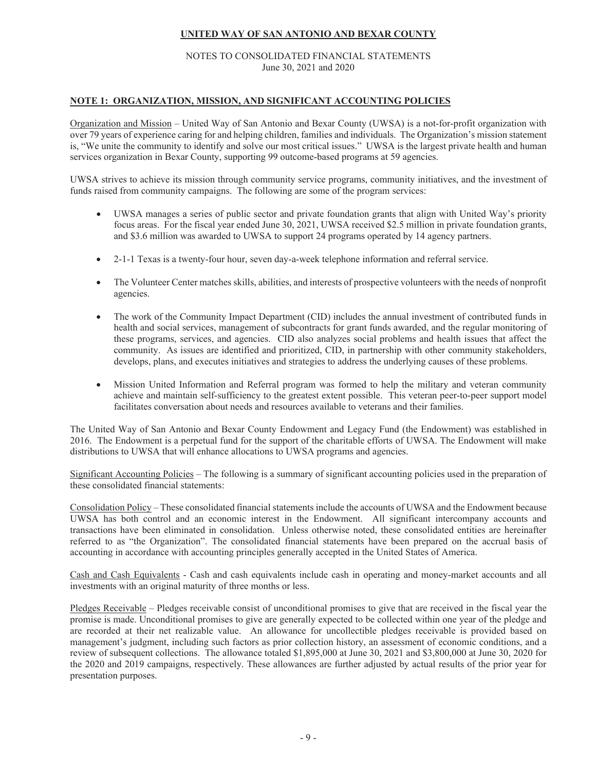**UNITED WAY OF SAN ANTONIO AND BEXAR COUNTY**

NOTES TO CONSOLIDATED FINANCIAL STATEMENTS
June 30, 2021 and 2020

## NOTE 1: ORGANIZATION, MISSION, AND SIGNIFICANT ACCOUNTING POLICIES

Organization and Mission – United Way of San Antonio and Bexar County (UWSA) is a not-for-profit organization with over 79 years of experience caring for and helping children, families and individuals. The Organization's mission statement is, "We unite the community to identify and solve our most critical issues." UWSA is the largest private health and human services organization in Bexar County, supporting 99 outcome-based programs at 59 agencies.

UWSA strives to achieve its mission through community service programs, community initiatives, and the investment of funds raised from community campaigns. The following are some of the program services:

- UWSA manages a series of public sector and private foundation grants that align with United Way's priority focus areas. For the fiscal year ended June 30, 2021, UWSA received $2.5 million in private foundation grants, and $3.6 million was awarded to UWSA to support 24 programs operated by 14 agency partners.

- 2-1-1 Texas is a twenty-four hour, seven day-a-week telephone information and referral service.

- The Volunteer Center matches skills, abilities, and interests of prospective volunteers with the needs of nonprofit agencies.

- The work of the Community Impact Department (CID) includes the annual investment of contributed funds in health and social services, management of subcontracts for grant funds awarded, and the regular monitoring of these programs, services, and agencies. CID also analyzes social problems and health issues that affect the community. As issues are identified and prioritized, CID, in partnership with other community stakeholders, develops, plans, and executes initiatives and strategies to address the underlying causes of these problems.

- Mission United Information and Referral program was formed to help the military and veteran community achieve and maintain self-sufficiency to the greatest extent possible. This veteran peer-to-peer support model facilitates conversation about needs and resources available to veterans and their families.

The United Way of San Antonio and Bexar County Endowment and Legacy Fund (the Endowment) was established in 2016. The Endowment is a perpetual fund for the support of the charitable efforts of UWSA. The Endowment will make distributions to UWSA that will enhance allocations to UWSA programs and agencies.

Significant Accounting Policies – The following is a summary of significant accounting policies used in the preparation of these consolidated financial statements:

Consolidation Policy – These consolidated financial statements include the accounts of UWSA and the Endowment because UWSA has both control and an economic interest in the Endowment. All significant intercompany accounts and transactions have been eliminated in consolidation. Unless otherwise noted, these consolidated entities are hereinafter referred to as "the Organization". The consolidated financial statements have been prepared on the accrual basis of accounting in accordance with accounting principles generally accepted in the United States of America.

Cash and Cash Equivalents - Cash and cash equivalents include cash in operating and money-market accounts and all investments with an original maturity of three months or less.

Pledges Receivable – Pledges receivable consist of unconditional promises to give that are received in the fiscal year the promise is made. Unconditional promises to give are generally expected to be collected within one year of the pledge and are recorded at their net realizable value. An allowance for uncollectible pledges receivable is provided based on management's judgment, including such factors as prior collection history, an assessment of economic conditions, and a review of subsequent collections. The allowance totaled $1,895,000 at June 30, 2021 and $3,800,000 at June 30, 2020 for the 2020 and 2019 campaigns, respectively. These allowances are further adjusted by actual results of the prior year for presentation purposes.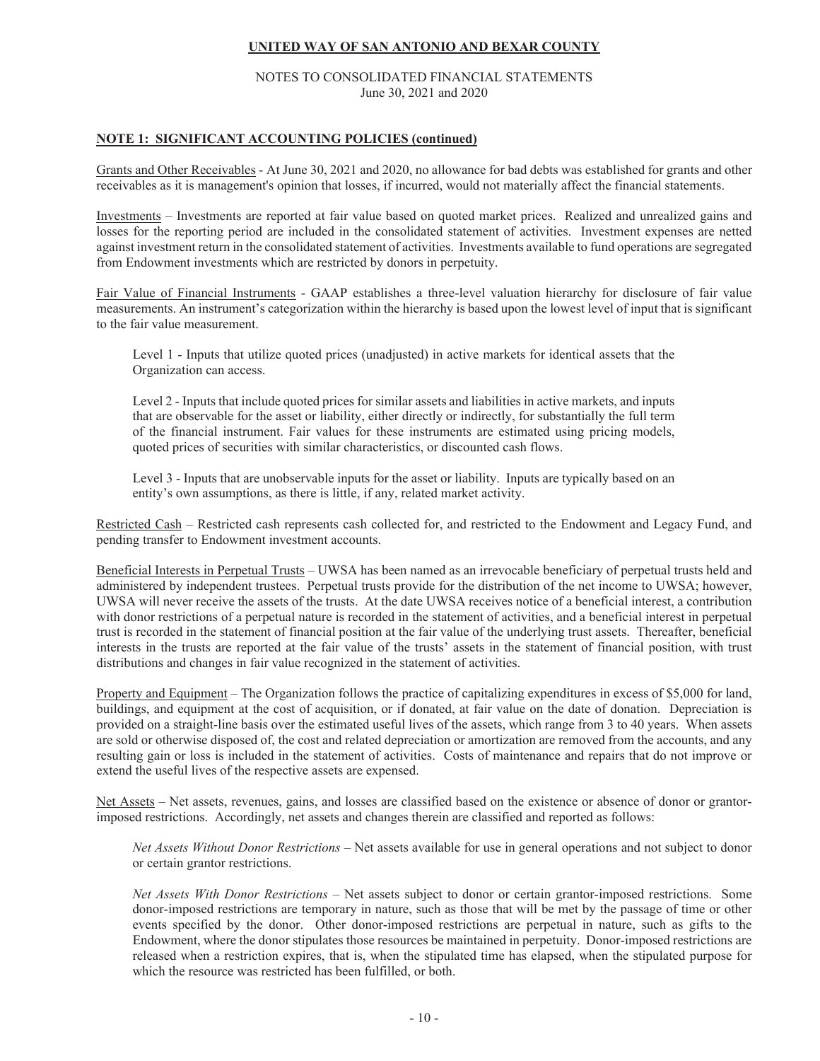**UNITED WAY OF SAN ANTONIO AND BEXAR COUNTY**

NOTES TO CONSOLIDATED FINANCIAL STATEMENTS
June 30, 2021 and 2020

## NOTE 1: SIGNIFICANT ACCOUNTING POLICIES (continued)

Grants and Other Receivables - At June 30, 2021 and 2020, no allowance for bad debts was established for grants and other receivables as it is management's opinion that losses, if incurred, would not materially affect the financial statements.

Investments – Investments are reported at fair value based on quoted market prices. Realized and unrealized gains and losses for the reporting period are included in the consolidated statement of activities. Investment expenses are netted against investment return in the consolidated statement of activities. Investments available to fund operations are segregated from Endowment investments which are restricted by donors in perpetuity.

Fair Value of Financial Instruments - GAAP establishes a three-level valuation hierarchy for disclosure of fair value measurements. An instrument's categorization within the hierarchy is based upon the lowest level of input that is significant to the fair value measurement.

Level 1 - Inputs that utilize quoted prices (unadjusted) in active markets for identical assets that the Organization can access.

Level 2 - Inputs that include quoted prices for similar assets and liabilities in active markets, and inputs that are observable for the asset or liability, either directly or indirectly, for substantially the full term of the financial instrument. Fair values for these instruments are estimated using pricing models, quoted prices of securities with similar characteristics, or discounted cash flows.

Level 3 - Inputs that are unobservable inputs for the asset or liability. Inputs are typically based on an entity's own assumptions, as there is little, if any, related market activity.

Restricted Cash – Restricted cash represents cash collected for, and restricted to the Endowment and Legacy Fund, and pending transfer to Endowment investment accounts.

Beneficial Interests in Perpetual Trusts – UWSA has been named as an irrevocable beneficiary of perpetual trusts held and administered by independent trustees. Perpetual trusts provide for the distribution of the net income to UWSA; however, UWSA will never receive the assets of the trusts. At the date UWSA receives notice of a beneficial interest, a contribution with donor restrictions of a perpetual nature is recorded in the statement of activities, and a beneficial interest in perpetual trust is recorded in the statement of financial position at the fair value of the underlying trust assets. Thereafter, beneficial interests in the trusts are reported at the fair value of the trusts' assets in the statement of financial position, with trust distributions and changes in fair value recognized in the statement of activities.

Property and Equipment – The Organization follows the practice of capitalizing expenditures in excess of $5,000 for land, buildings, and equipment at the cost of acquisition, or if donated, at fair value on the date of donation. Depreciation is provided on a straight-line basis over the estimated useful lives of the assets, which range from 3 to 40 years. When assets are sold or otherwise disposed of, the cost and related depreciation or amortization are removed from the accounts, and any resulting gain or loss is included in the statement of activities. Costs of maintenance and repairs that do not improve or extend the useful lives of the respective assets are expensed.

Net Assets – Net assets, revenues, gains, and losses are classified based on the existence or absence of donor or grantor-imposed restrictions. Accordingly, net assets and changes therein are classified and reported as follows:

*Net Assets Without Donor Restrictions* – Net assets available for use in general operations and not subject to donor or certain grantor restrictions.

*Net Assets With Donor Restrictions* – Net assets subject to donor or certain grantor-imposed restrictions. Some donor-imposed restrictions are temporary in nature, such as those that will be met by the passage of time or other events specified by the donor. Other donor-imposed restrictions are perpetual in nature, such as gifts to the Endowment, where the donor stipulates those resources be maintained in perpetuity. Donor-imposed restrictions are released when a restriction expires, that is, when the stipulated time has elapsed, when the stipulated purpose for which the resource was restricted has been fulfilled, or both.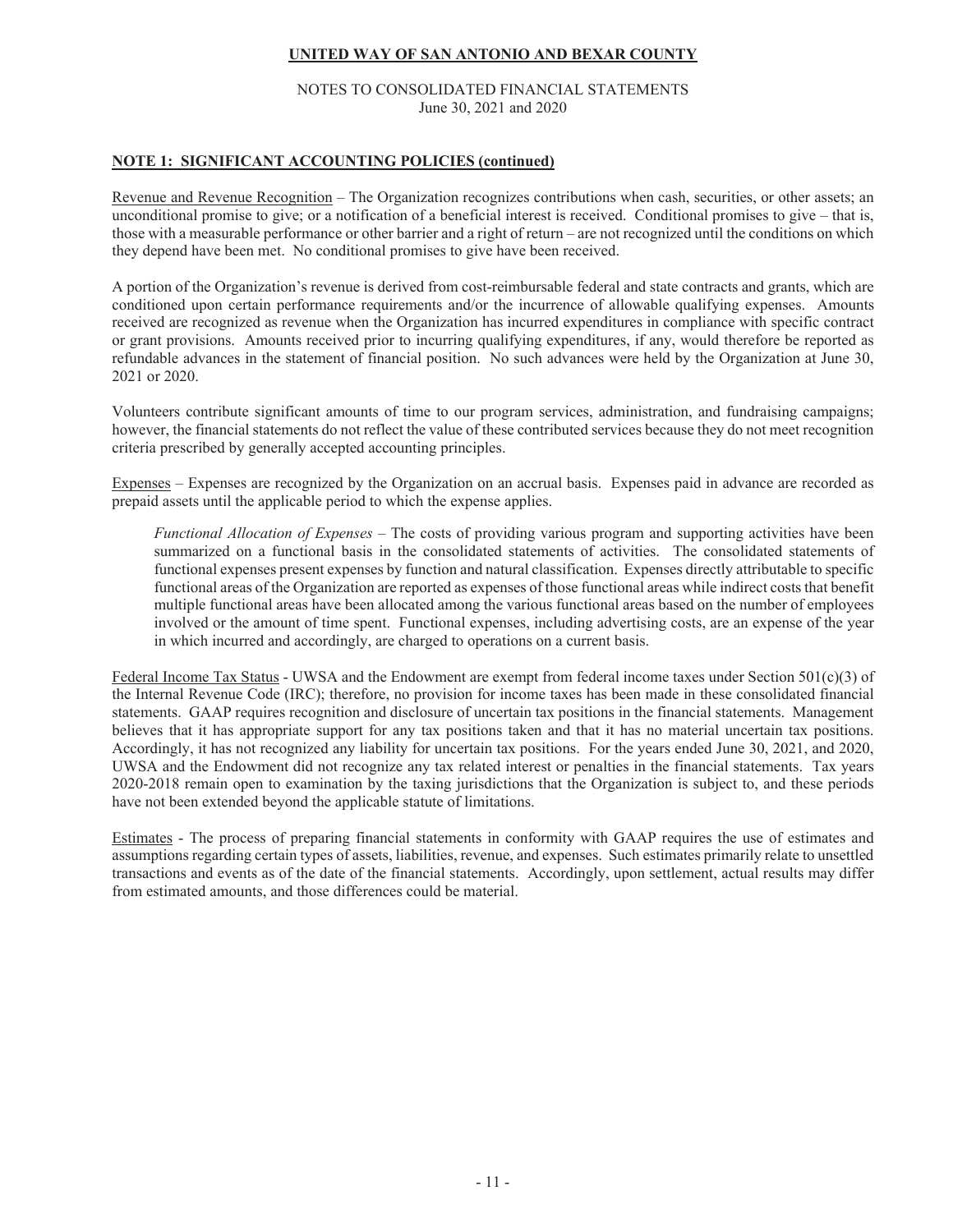**UNITED WAY OF SAN ANTONIO AND BEXAR COUNTY**

NOTES TO CONSOLIDATED FINANCIAL STATEMENTS
June 30, 2021 and 2020

## NOTE 1: SIGNIFICANT ACCOUNTING POLICIES (continued)

Revenue and Revenue Recognition – The Organization recognizes contributions when cash, securities, or other assets; an unconditional promise to give; or a notification of a beneficial interest is received. Conditional promises to give – that is, those with a measurable performance or other barrier and a right of return – are not recognized until the conditions on which they depend have been met. No conditional promises to give have been received.

A portion of the Organization's revenue is derived from cost-reimbursable federal and state contracts and grants, which are conditioned upon certain performance requirements and/or the incurrence of allowable qualifying expenses. Amounts received are recognized as revenue when the Organization has incurred expenditures in compliance with specific contract or grant provisions. Amounts received prior to incurring qualifying expenditures, if any, would therefore be reported as refundable advances in the statement of financial position. No such advances were held by the Organization at June 30, 2021 or 2020.

Volunteers contribute significant amounts of time to our program services, administration, and fundraising campaigns; however, the financial statements do not reflect the value of these contributed services because they do not meet recognition criteria prescribed by generally accepted accounting principles.

Expenses – Expenses are recognized by the Organization on an accrual basis. Expenses paid in advance are recorded as prepaid assets until the applicable period to which the expense applies.

*Functional Allocation of Expenses* – The costs of providing various program and supporting activities have been summarized on a functional basis in the consolidated statements of activities. The consolidated statements of functional expenses present expenses by function and natural classification. Expenses directly attributable to specific functional areas of the Organization are reported as expenses of those functional areas while indirect costs that benefit multiple functional areas have been allocated among the various functional areas based on the number of employees involved or the amount of time spent. Functional expenses, including advertising costs, are an expense of the year in which incurred and accordingly, are charged to operations on a current basis.

Federal Income Tax Status - UWSA and the Endowment are exempt from federal income taxes under Section 501(c)(3) of the Internal Revenue Code (IRC); therefore, no provision for income taxes has been made in these consolidated financial statements. GAAP requires recognition and disclosure of uncertain tax positions in the financial statements. Management believes that it has appropriate support for any tax positions taken and that it has no material uncertain tax positions. Accordingly, it has not recognized any liability for uncertain tax positions. For the years ended June 30, 2021, and 2020, UWSA and the Endowment did not recognize any tax related interest or penalties in the financial statements. Tax years 2020-2018 remain open to examination by the taxing jurisdictions that the Organization is subject to, and these periods have not been extended beyond the applicable statute of limitations.

Estimates - The process of preparing financial statements in conformity with GAAP requires the use of estimates and assumptions regarding certain types of assets, liabilities, revenue, and expenses. Such estimates primarily relate to unsettled transactions and events as of the date of the financial statements. Accordingly, upon settlement, actual results may differ from estimated amounts, and those differences could be material.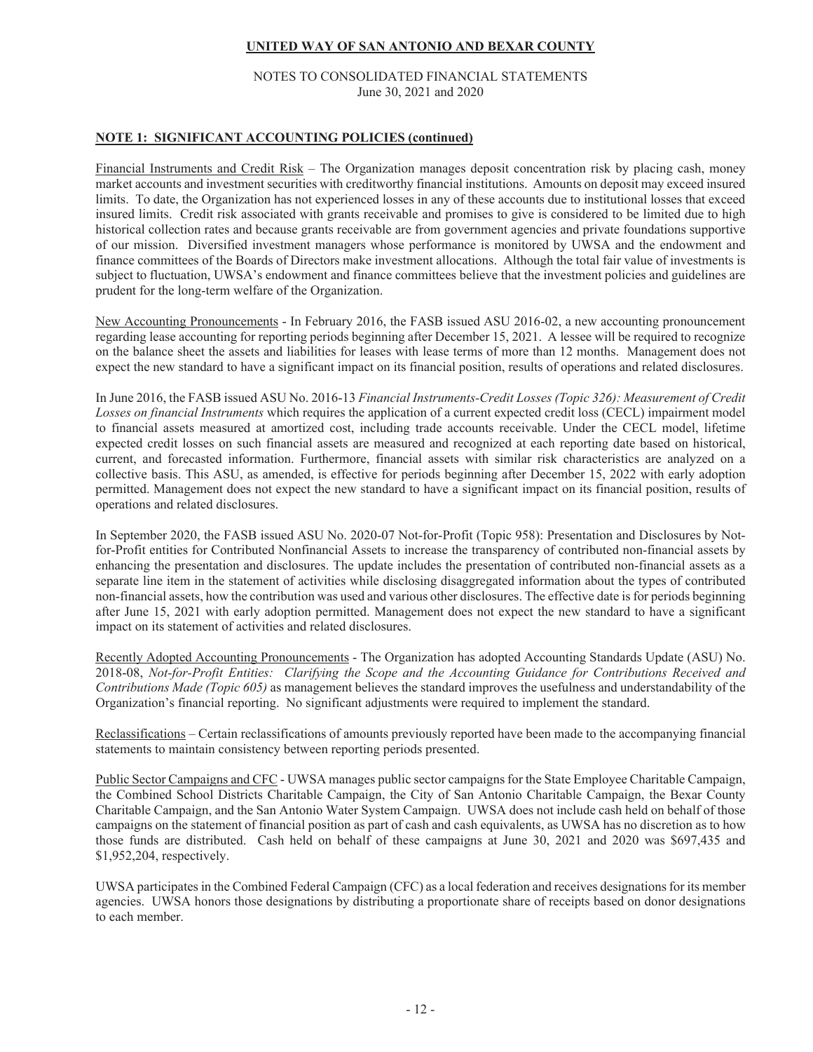**UNITED WAY OF SAN ANTONIO AND BEXAR COUNTY**

NOTES TO CONSOLIDATED FINANCIAL STATEMENTS
June 30, 2021 and 2020

## NOTE 1: SIGNIFICANT ACCOUNTING POLICIES (continued)

Financial Instruments and Credit Risk – The Organization manages deposit concentration risk by placing cash, money market accounts and investment securities with creditworthy financial institutions. Amounts on deposit may exceed insured limits. To date, the Organization has not experienced losses in any of these accounts due to institutional losses that exceed insured limits. Credit risk associated with grants receivable and promises to give is considered to be limited due to high historical collection rates and because grants receivable are from government agencies and private foundations supportive of our mission. Diversified investment managers whose performance is monitored by UWSA and the endowment and finance committees of the Boards of Directors make investment allocations. Although the total fair value of investments is subject to fluctuation, UWSA's endowment and finance committees believe that the investment policies and guidelines are prudent for the long-term welfare of the Organization.

New Accounting Pronouncements - In February 2016, the FASB issued ASU 2016-02, a new accounting pronouncement regarding lease accounting for reporting periods beginning after December 15, 2021. A lessee will be required to recognize on the balance sheet the assets and liabilities for leases with lease terms of more than 12 months. Management does not expect the new standard to have a significant impact on its financial position, results of operations and related disclosures.

In June 2016, the FASB issued ASU No. 2016-13 *Financial Instruments-Credit Losses (Topic 326): Measurement of Credit Losses on financial Instruments* which requires the application of a current expected credit loss (CECL) impairment model to financial assets measured at amortized cost, including trade accounts receivable. Under the CECL model, lifetime expected credit losses on such financial assets are measured and recognized at each reporting date based on historical, current, and forecasted information. Furthermore, financial assets with similar risk characteristics are analyzed on a collective basis. This ASU, as amended, is effective for periods beginning after December 15, 2022 with early adoption permitted. Management does not expect the new standard to have a significant impact on its financial position, results of operations and related disclosures.

In September 2020, the FASB issued ASU No. 2020-07 Not-for-Profit (Topic 958): Presentation and Disclosures by Not-for-Profit entities for Contributed Nonfinancial Assets to increase the transparency of contributed non-financial assets by enhancing the presentation and disclosures. The update includes the presentation of contributed non-financial assets as a separate line item in the statement of activities while disclosing disaggregated information about the types of contributed non-financial assets, how the contribution was used and various other disclosures. The effective date is for periods beginning after June 15, 2021 with early adoption permitted. Management does not expect the new standard to have a significant impact on its statement of activities and related disclosures.

Recently Adopted Accounting Pronouncements - The Organization has adopted Accounting Standards Update (ASU) No. 2018-08, *Not-for-Profit Entities: Clarifying the Scope and the Accounting Guidance for Contributions Received and Contributions Made (Topic 605)* as management believes the standard improves the usefulness and understandability of the Organization's financial reporting. No significant adjustments were required to implement the standard.

Reclassifications – Certain reclassifications of amounts previously reported have been made to the accompanying financial statements to maintain consistency between reporting periods presented.

Public Sector Campaigns and CFC - UWSA manages public sector campaigns for the State Employee Charitable Campaign, the Combined School Districts Charitable Campaign, the City of San Antonio Charitable Campaign, the Bexar County Charitable Campaign, and the San Antonio Water System Campaign. UWSA does not include cash held on behalf of those campaigns on the statement of financial position as part of cash and cash equivalents, as UWSA has no discretion as to how those funds are distributed. Cash held on behalf of these campaigns at June 30, 2021 and 2020 was $697,435 and $1,952,204, respectively.

UWSA participates in the Combined Federal Campaign (CFC) as a local federation and receives designations for its member agencies. UWSA honors those designations by distributing a proportionate share of receipts based on donor designations to each member.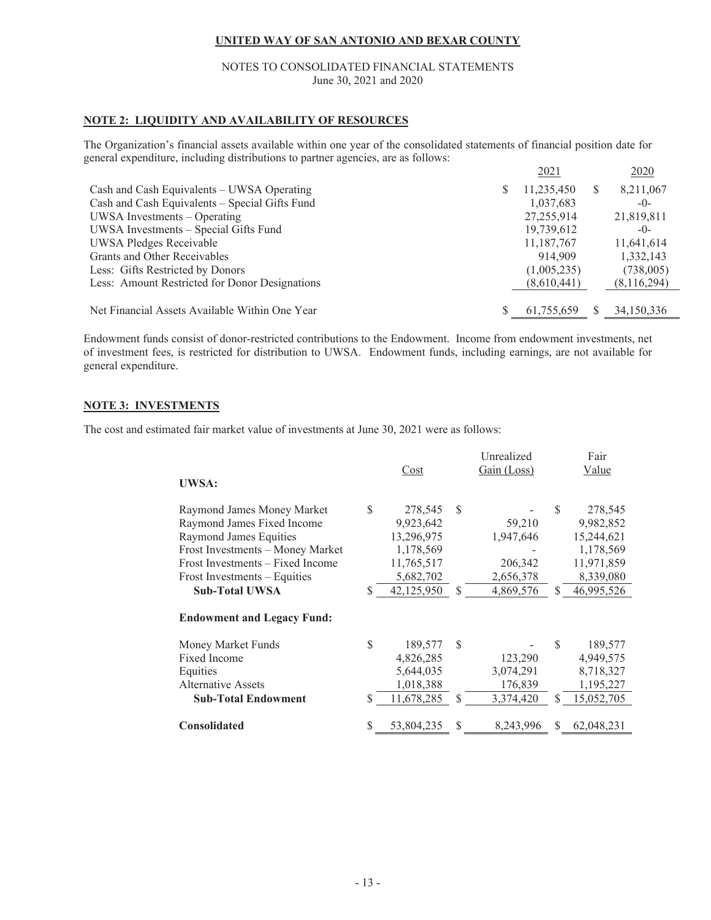**UNITED WAY OF SAN ANTONIO AND BEXAR COUNTY**

NOTES TO CONSOLIDATED FINANCIAL STATEMENTS
June 30, 2021 and 2020

## NOTE 2: LIQUIDITY AND AVAILABILITY OF RESOURCES

The Organization's financial assets available within one year of the consolidated statements of financial position date for general expenditure, including distributions to partner agencies, are as follows:

| | 2021 | 2020 |
|---|---|---|
| Cash and Cash Equivalents – UWSA Operating | $ 11,235,450 | $ 8,211,067 |
| Cash and Cash Equivalents – Special Gifts Fund | 1,037,683 | -0- |
| UWSA Investments – Operating | 27,255,914 | 21,819,811 |
| UWSA Investments – Special Gifts Fund | 19,739,612 | -0- |
| UWSA Pledges Receivable | 11,187,767 | 11,641,614 |
| Grants and Other Receivables | 914,909 | 1,332,143 |
| Less: Gifts Restricted by Donors | (1,005,235) | (738,005) |
| Less: Amount Restricted for Donor Designations | (8,610,441) | (8,116,294) |
| Net Financial Assets Available Within One Year | $ 61,755,659 | $ 34,150,336 |

Endowment funds consist of donor-restricted contributions to the Endowment. Income from endowment investments, net of investment fees, is restricted for distribution to UWSA. Endowment funds, including earnings, are not available for general expenditure.

## NOTE 3: INVESTMENTS

The cost and estimated fair market value of investments at June 30, 2021 were as follows:

| | Cost | Unrealized Gain (Loss) | Fair Value |
|---|---|---|---|
| **UWSA:** | | | |
| Raymond James Money Market | $ 278,545 | $ - | $ 278,545 |
| Raymond James Fixed Income | 9,923,642 | 59,210 | 9,982,852 |
| Raymond James Equities | 13,296,975 | 1,947,646 | 15,244,621 |
| Frost Investments – Money Market | 1,178,569 | - | 1,178,569 |
| Frost Investments – Fixed Income | 11,765,517 | 206,342 | 11,971,859 |
| Frost Investments – Equities | 5,682,702 | 2,656,378 | 8,339,080 |
| **Sub-Total UWSA** | $ 42,125,950 | $ 4,869,576 | $ 46,995,526 |
| **Endowment and Legacy Fund:** | | | |
| Money Market Funds | $ 189,577 | $ - | $ 189,577 |
| Fixed Income | 4,826,285 | 123,290 | 4,949,575 |
| Equities | 5,644,035 | 3,074,291 | 8,718,327 |
| Alternative Assets | 1,018,388 | 176,839 | 1,195,227 |
| **Sub-Total Endowment** | $ 11,678,285 | $ 3,374,420 | $ 15,052,705 |
| **Consolidated** | $ 53,804,235 | $ 8,243,996 | $ 62,048,231 |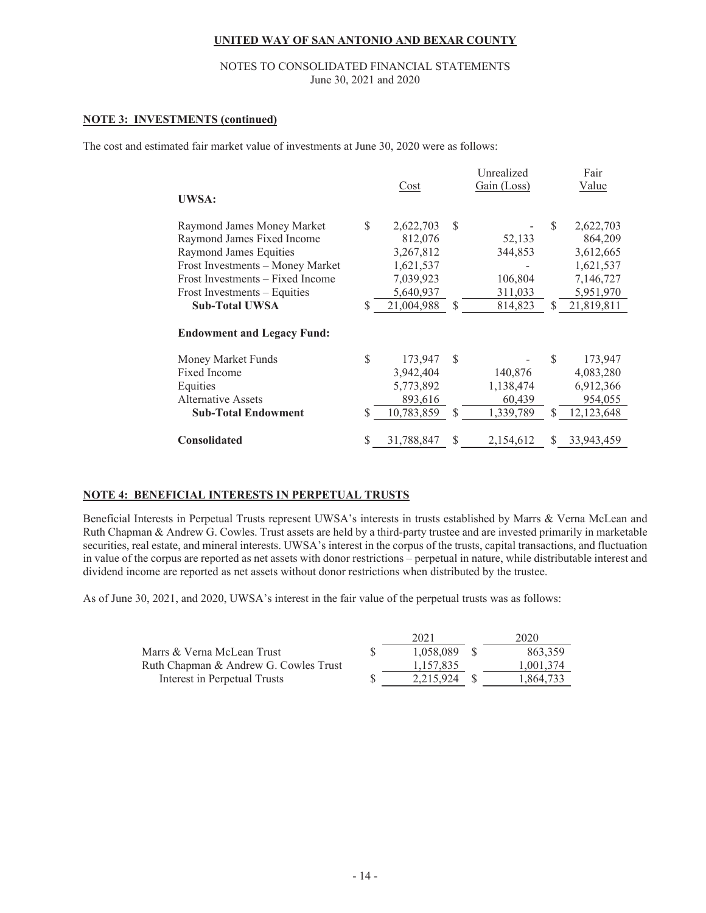**UNITED WAY OF SAN ANTONIO AND BEXAR COUNTY**

NOTES TO CONSOLIDATED FINANCIAL STATEMENTS
June 30, 2021 and 2020

**NOTE 3: INVESTMENTS (continued)**

The cost and estimated fair market value of investments at June 30, 2020 were as follows:

| | Cost | Unrealized Gain (Loss) | Fair Value |
|---|---|---|---|
| **UWSA:** | | | |
| Raymond James Money Market | $ 2,622,703 | $ - | $ 2,622,703 |
| Raymond James Fixed Income | 812,076 | 52,133 | 864,209 |
| Raymond James Equities | 3,267,812 | 344,853 | 3,612,665 |
| Frost Investments – Money Market | 1,621,537 | - | 1,621,537 |
| Frost Investments – Fixed Income | 7,039,923 | 106,804 | 7,146,727 |
| Frost Investments – Equities | 5,640,937 | 311,033 | 5,951,970 |
| **Sub-Total UWSA** | $ 21,004,988 | $ 814,823 | $ 21,819,811 |
| **Endowment and Legacy Fund:** | | | |
| Money Market Funds | $ 173,947 | $ - | $ 173,947 |
| Fixed Income | 3,942,404 | 140,876 | 4,083,280 |
| Equities | 5,773,892 | 1,138,474 | 6,912,366 |
| Alternative Assets | 893,616 | 60,439 | 954,055 |
| **Sub-Total Endowment** | $ 10,783,859 | $ 1,339,789 | $ 12,123,648 |
| **Consolidated** | $ 31,788,847 | $ 2,154,612 | $ 33,943,459 |

**NOTE 4: BENEFICIAL INTERESTS IN PERPETUAL TRUSTS**

Beneficial Interests in Perpetual Trusts represent UWSA's interests in trusts established by Marrs & Verna McLean and Ruth Chapman & Andrew G. Cowles. Trust assets are held by a third-party trustee and are invested primarily in marketable securities, real estate, and mineral interests. UWSA's interest in the corpus of the trusts, capital transactions, and fluctuation in value of the corpus are reported as net assets with donor restrictions – perpetual in nature, while distributable interest and dividend income are reported as net assets without donor restrictions when distributed by the trustee.

As of June 30, 2021, and 2020, UWSA's interest in the fair value of the perpetual trusts was as follows:

| | 2021 | 2020 |
|---|---|---|
| Marrs & Verna McLean Trust | $ 1,058,089 | $ 863,359 |
| Ruth Chapman & Andrew G. Cowles Trust | 1,157,835 | 1,001,374 |
| Interest in Perpetual Trusts | $ 2,215,924 | $ 1,864,733 |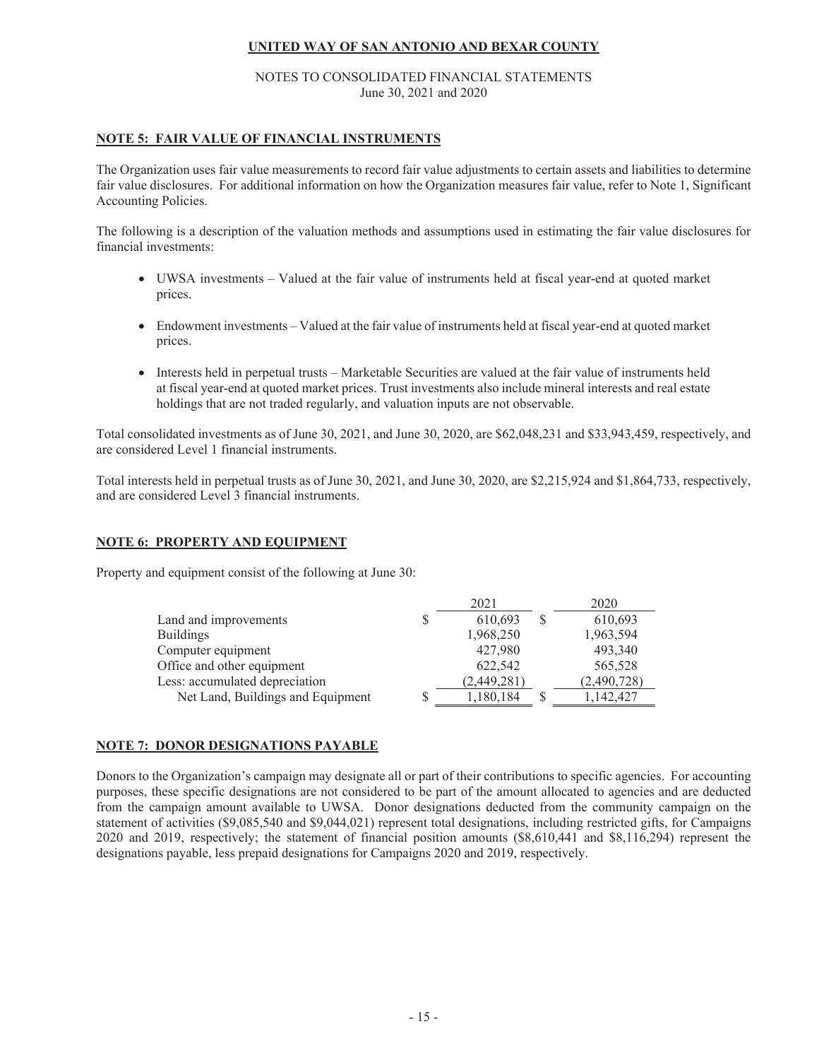**UNITED WAY OF SAN ANTONIO AND BEXAR COUNTY**

NOTES TO CONSOLIDATED FINANCIAL STATEMENTS
June 30, 2021 and 2020

## NOTE 5: FAIR VALUE OF FINANCIAL INSTRUMENTS

The Organization uses fair value measurements to record fair value adjustments to certain assets and liabilities to determine fair value disclosures. For additional information on how the Organization measures fair value, refer to Note 1, Significant Accounting Policies.

The following is a description of the valuation methods and assumptions used in estimating the fair value disclosures for financial investments:

- UWSA investments – Valued at the fair value of instruments held at fiscal year-end at quoted market prices.
- Endowment investments – Valued at the fair value of instruments held at fiscal year-end at quoted market prices.
- Interests held in perpetual trusts – Marketable Securities are valued at the fair value of instruments held at fiscal year-end at quoted market prices. Trust investments also include mineral interests and real estate holdings that are not traded regularly, and valuation inputs are not observable.

Total consolidated investments as of June 30, 2021, and June 30, 2020, are $62,048,231 and $33,943,459, respectively, and are considered Level 1 financial instruments.

Total interests held in perpetual trusts as of June 30, 2021, and June 30, 2020, are $2,215,924 and $1,864,733, respectively, and are considered Level 3 financial instruments.

## NOTE 6: PROPERTY AND EQUIPMENT

Property and equipment consist of the following at June 30:

| | 2021 | 2020 |
|---|---|---|
| Land and improvements | $ 610,693 | $ 610,693 |
| Buildings | 1,968,250 | 1,963,594 |
| Computer equipment | 427,980 | 493,340 |
| Office and other equipment | 622,542 | 565,528 |
| Less: accumulated depreciation | (2,449,281) | (2,490,728) |
| Net Land, Buildings and Equipment | $ 1,180,184 | $ 1,142,427 |

## NOTE 7: DONOR DESIGNATIONS PAYABLE

Donors to the Organization's campaign may designate all or part of their contributions to specific agencies. For accounting purposes, these specific designations are not considered to be part of the amount allocated to agencies and are deducted from the campaign amount available to UWSA. Donor designations deducted from the community campaign on the statement of activities ($9,085,540 and $9,044,021) represent total designations, including restricted gifts, for Campaigns 2020 and 2019, respectively; the statement of financial position amounts ($8,610,441 and $8,116,294) represent the designations payable, less prepaid designations for Campaigns 2020 and 2019, respectively.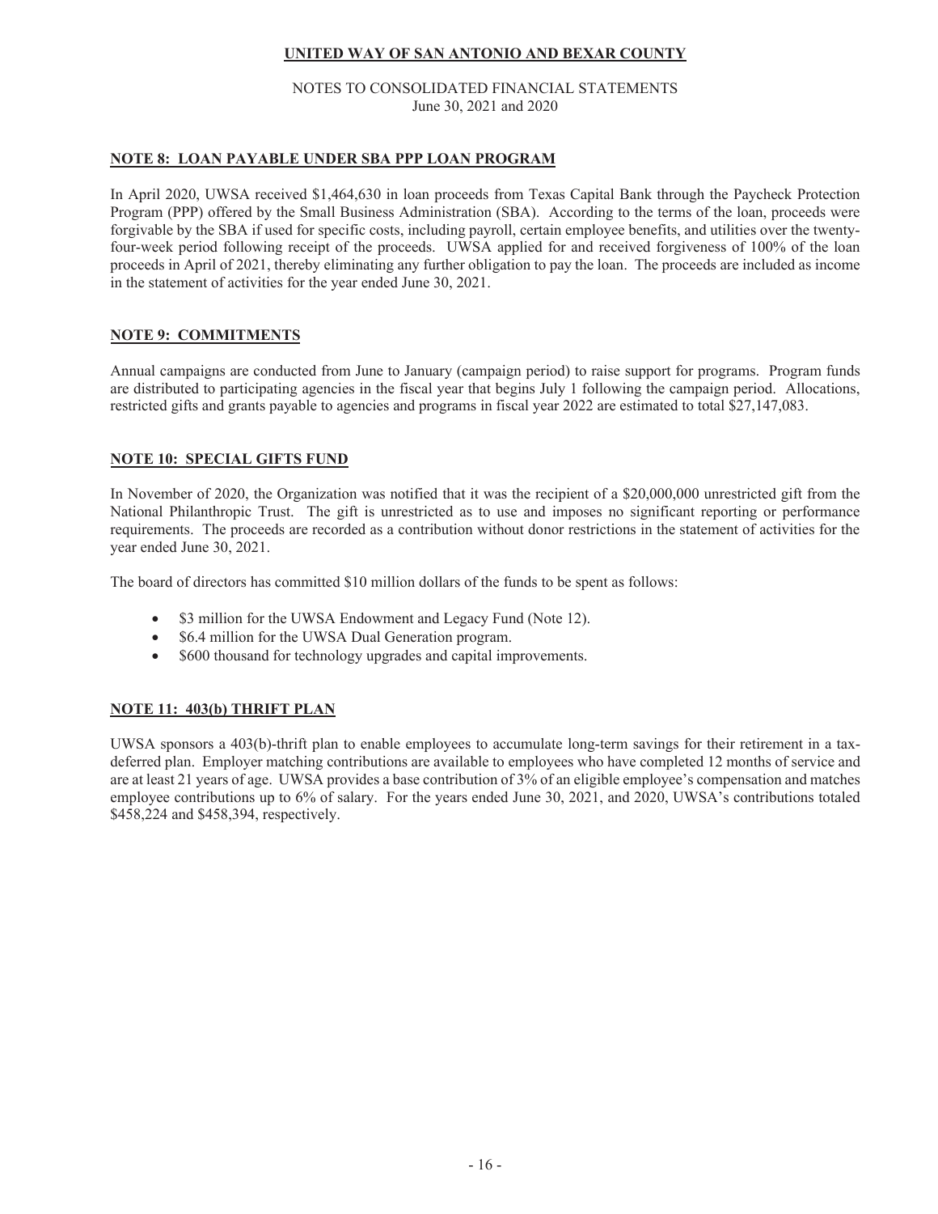## NOTE 8: LOAN PAYABLE UNDER SBA PPP LOAN PROGRAM

In April 2020, UWSA received $1,464,630 in loan proceeds from Texas Capital Bank through the Paycheck Protection Program (PPP) offered by the Small Business Administration (SBA). According to the terms of the loan, proceeds were forgivable by the SBA if used for specific costs, including payroll, certain employee benefits, and utilities over the twenty-four-week period following receipt of the proceeds. UWSA applied for and received forgiveness of 100% of the loan proceeds in April of 2021, thereby eliminating any further obligation to pay the loan. The proceeds are included as income in the statement of activities for the year ended June 30, 2021.

## NOTE 9: COMMITMENTS

Annual campaigns are conducted from June to January (campaign period) to raise support for programs. Program funds are distributed to participating agencies in the fiscal year that begins July 1 following the campaign period. Allocations, restricted gifts and grants payable to agencies and programs in fiscal year 2022 are estimated to total $27,147,083.

## NOTE 10: SPECIAL GIFTS FUND

In November of 2020, the Organization was notified that it was the recipient of a $20,000,000 unrestricted gift from the National Philanthropic Trust. The gift is unrestricted as to use and imposes no significant reporting or performance requirements. The proceeds are recorded as a contribution without donor restrictions in the statement of activities for the year ended June 30, 2021.

The board of directors has committed $10 million dollars of the funds to be spent as follows:

- $3 million for the UWSA Endowment and Legacy Fund (Note 12).
- $6.4 million for the UWSA Dual Generation program.
- $600 thousand for technology upgrades and capital improvements.

## NOTE 11: 403(b) THRIFT PLAN

UWSA sponsors a 403(b)-thrift plan to enable employees to accumulate long-term savings for their retirement in a tax-deferred plan. Employer matching contributions are available to employees who have completed 12 months of service and are at least 21 years of age. UWSA provides a base contribution of 3% of an eligible employee's compensation and matches employee contributions up to 6% of salary. For the years ended June 30, 2021, and 2020, UWSA's contributions totaled $458,224 and $458,394, respectively.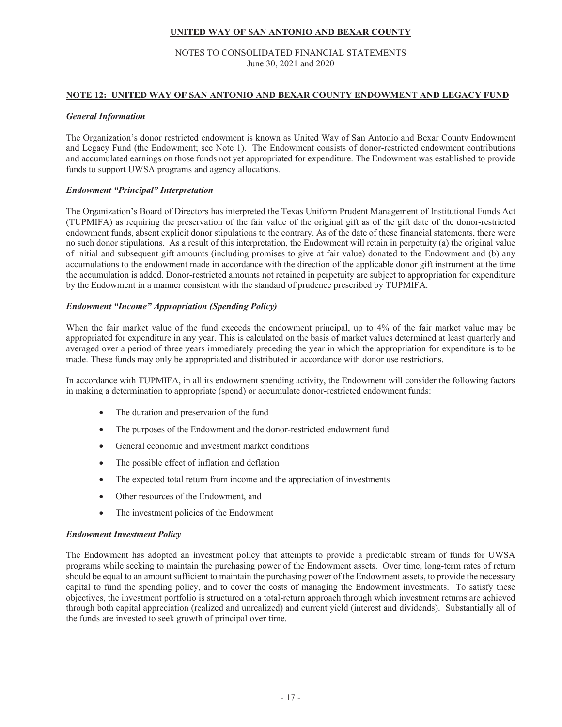## NOTE 12: UNITED WAY OF SAN ANTONIO AND BEXAR COUNTY ENDOWMENT AND LEGACY FUND

***General Information***

The Organization's donor restricted endowment is known as United Way of San Antonio and Bexar County Endowment and Legacy Fund (the Endowment; see Note 1). The Endowment consists of donor-restricted endowment contributions and accumulated earnings on those funds not yet appropriated for expenditure. The Endowment was established to provide funds to support UWSA programs and agency allocations.

***Endowment "Principal" Interpretation***

The Organization's Board of Directors has interpreted the Texas Uniform Prudent Management of Institutional Funds Act (TUPMIFA) as requiring the preservation of the fair value of the original gift as of the gift date of the donor-restricted endowment funds, absent explicit donor stipulations to the contrary. As of the date of these financial statements, there were no such donor stipulations. As a result of this interpretation, the Endowment will retain in perpetuity (a) the original value of initial and subsequent gift amounts (including promises to give at fair value) donated to the Endowment and (b) any accumulations to the endowment made in accordance with the direction of the applicable donor gift instrument at the time the accumulation is added. Donor-restricted amounts not retained in perpetuity are subject to appropriation for expenditure by the Endowment in a manner consistent with the standard of prudence prescribed by TUPMIFA.

***Endowment "Income" Appropriation (Spending Policy)***

When the fair market value of the fund exceeds the endowment principal, up to 4% of the fair market value may be appropriated for expenditure in any year. This is calculated on the basis of market values determined at least quarterly and averaged over a period of three years immediately preceding the year in which the appropriation for expenditure is to be made. These funds may only be appropriated and distributed in accordance with donor use restrictions.

In accordance with TUPMIFA, in all its endowment spending activity, the Endowment will consider the following factors in making a determination to appropriate (spend) or accumulate donor-restricted endowment funds:

- The duration and preservation of the fund
- The purposes of the Endowment and the donor-restricted endowment fund
- General economic and investment market conditions
- The possible effect of inflation and deflation
- The expected total return from income and the appreciation of investments
- Other resources of the Endowment, and
- The investment policies of the Endowment

***Endowment Investment Policy***

The Endowment has adopted an investment policy that attempts to provide a predictable stream of funds for UWSA programs while seeking to maintain the purchasing power of the Endowment assets. Over time, long-term rates of return should be equal to an amount sufficient to maintain the purchasing power of the Endowment assets, to provide the necessary capital to fund the spending policy, and to cover the costs of managing the Endowment investments. To satisfy these objectives, the investment portfolio is structured on a total-return approach through which investment returns are achieved through both capital appreciation (realized and unrealized) and current yield (interest and dividends). Substantially all of the funds are invested to seek growth of principal over time.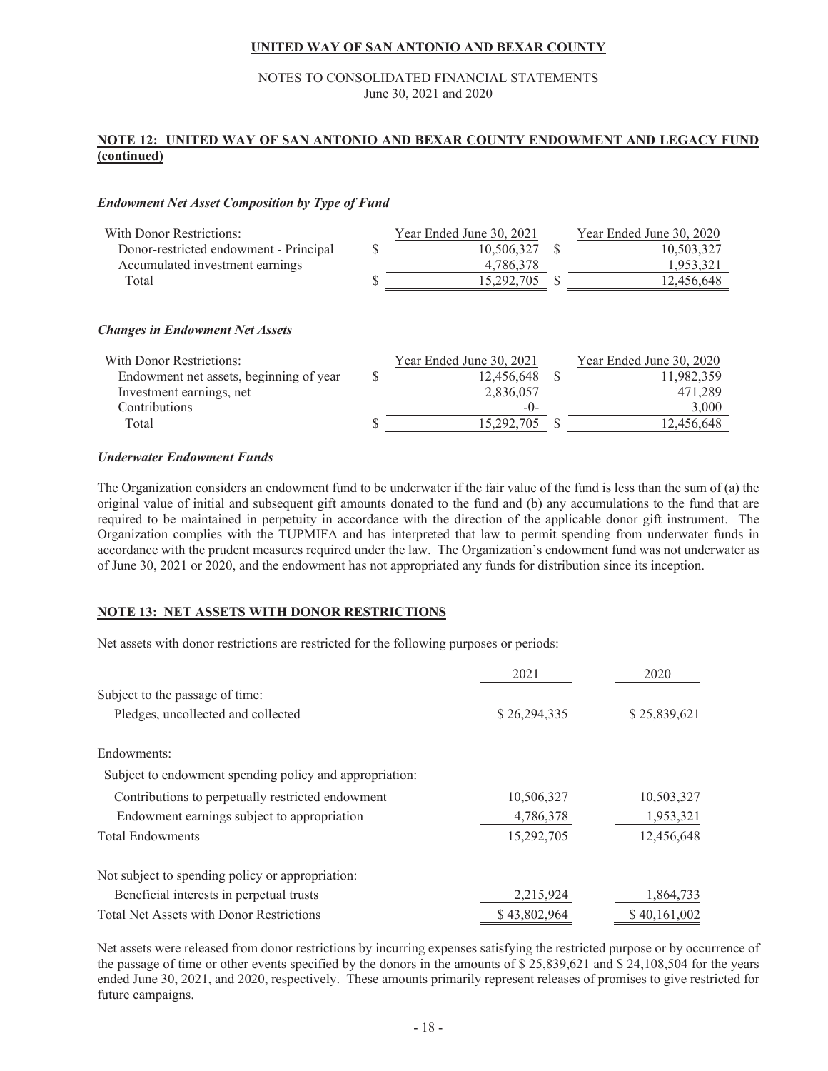**UNITED WAY OF SAN ANTONIO AND BEXAR COUNTY**

NOTES TO CONSOLIDATED FINANCIAL STATEMENTS
June 30, 2021 and 2020

## NOTE 12: UNITED WAY OF SAN ANTONIO AND BEXAR COUNTY ENDOWMENT AND LEGACY FUND (continued)

### *Endowment Net Asset Composition by Type of Fund*

| With Donor Restrictions: | Year Ended June 30, 2021 | Year Ended June 30, 2020 |
|---|---|---|
| Donor-restricted endowment - Principal | $ 10,506,327 | $ 10,503,327 |
| Accumulated investment earnings | 4,786,378 | 1,953,321 |
| Total | $ 15,292,705 | $ 12,456,648 |

### *Changes in Endowment Net Assets*

| With Donor Restrictions: | Year Ended June 30, 2021 | Year Ended June 30, 2020 |
|---|---|---|
| Endowment net assets, beginning of year | $ 12,456,648 | $ 11,982,359 |
| Investment earnings, net | 2,836,057 | 471,289 |
| Contributions | -0- | 3,000 |
| Total | $ 15,292,705 | $ 12,456,648 |

### *Underwater Endowment Funds*

The Organization considers an endowment fund to be underwater if the fair value of the fund is less than the sum of (a) the original value of initial and subsequent gift amounts donated to the fund and (b) any accumulations to the fund that are required to be maintained in perpetuity in accordance with the direction of the applicable donor gift instrument. The Organization complies with the TUPMIFA and has interpreted that law to permit spending from underwater funds in accordance with the prudent measures required under the law. The Organization's endowment fund was not underwater as of June 30, 2021 or 2020, and the endowment has not appropriated any funds for distribution since its inception.

## NOTE 13: NET ASSETS WITH DONOR RESTRICTIONS

Net assets with donor restrictions are restricted for the following purposes or periods:

| | 2021 | 2020 |
|---|---|---|
| Subject to the passage of time: | | |
| Pledges, uncollected and collected | $ 26,294,335 | $ 25,839,621 |
| Endowments: | | |
| Subject to endowment spending policy and appropriation: | | |
| Contributions to perpetually restricted endowment | 10,506,327 | 10,503,327 |
| Endowment earnings subject to appropriation | 4,786,378 | 1,953,321 |
| Total Endowments | 15,292,705 | 12,456,648 |
| Not subject to spending policy or appropriation: | | |
| Beneficial interests in perpetual trusts | 2,215,924 | 1,864,733 |
| Total Net Assets with Donor Restrictions | $ 43,802,964 | $ 40,161,002 |

Net assets were released from donor restrictions by incurring expenses satisfying the restricted purpose or by occurrence of the passage of time or other events specified by the donors in the amounts of $ 25,839,621 and $ 24,108,504 for the years ended June 30, 2021, and 2020, respectively. These amounts primarily represent releases of promises to give restricted for future campaigns.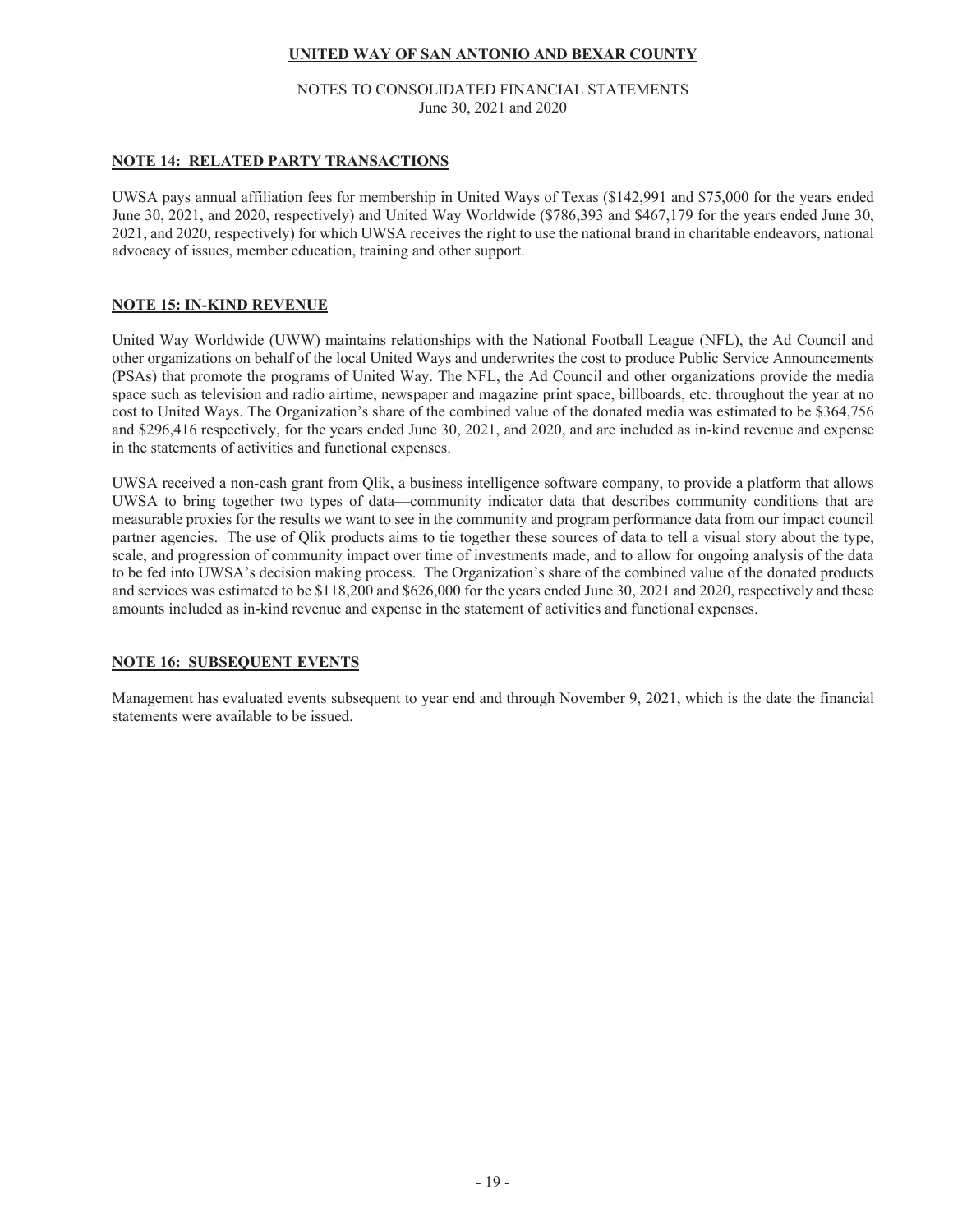## NOTE 14: RELATED PARTY TRANSACTIONS

UWSA pays annual affiliation fees for membership in United Ways of Texas ($142,991 and $75,000 for the years ended June 30, 2021, and 2020, respectively) and United Way Worldwide ($786,393 and $467,179 for the years ended June 30, 2021, and 2020, respectively) for which UWSA receives the right to use the national brand in charitable endeavors, national advocacy of issues, member education, training and other support.

## NOTE 15: IN-KIND REVENUE

United Way Worldwide (UWW) maintains relationships with the National Football League (NFL), the Ad Council and other organizations on behalf of the local United Ways and underwrites the cost to produce Public Service Announcements (PSAs) that promote the programs of United Way. The NFL, the Ad Council and other organizations provide the media space such as television and radio airtime, newspaper and magazine print space, billboards, etc. throughout the year at no cost to United Ways. The Organization's share of the combined value of the donated media was estimated to be $364,756 and $296,416 respectively, for the years ended June 30, 2021, and 2020, and are included as in-kind revenue and expense in the statements of activities and functional expenses.

UWSA received a non-cash grant from Qlik, a business intelligence software company, to provide a platform that allows UWSA to bring together two types of data—community indicator data that describes community conditions that are measurable proxies for the results we want to see in the community and program performance data from our impact council partner agencies. The use of Qlik products aims to tie together these sources of data to tell a visual story about the type, scale, and progression of community impact over time of investments made, and to allow for ongoing analysis of the data to be fed into UWSA's decision making process. The Organization's share of the combined value of the donated products and services was estimated to be $118,200 and $626,000 for the years ended June 30, 2021 and 2020, respectively and these amounts included as in-kind revenue and expense in the statement of activities and functional expenses.

## NOTE 16: SUBSEQUENT EVENTS

Management has evaluated events subsequent to year end and through November 9, 2021, which is the date the financial statements were available to be issued.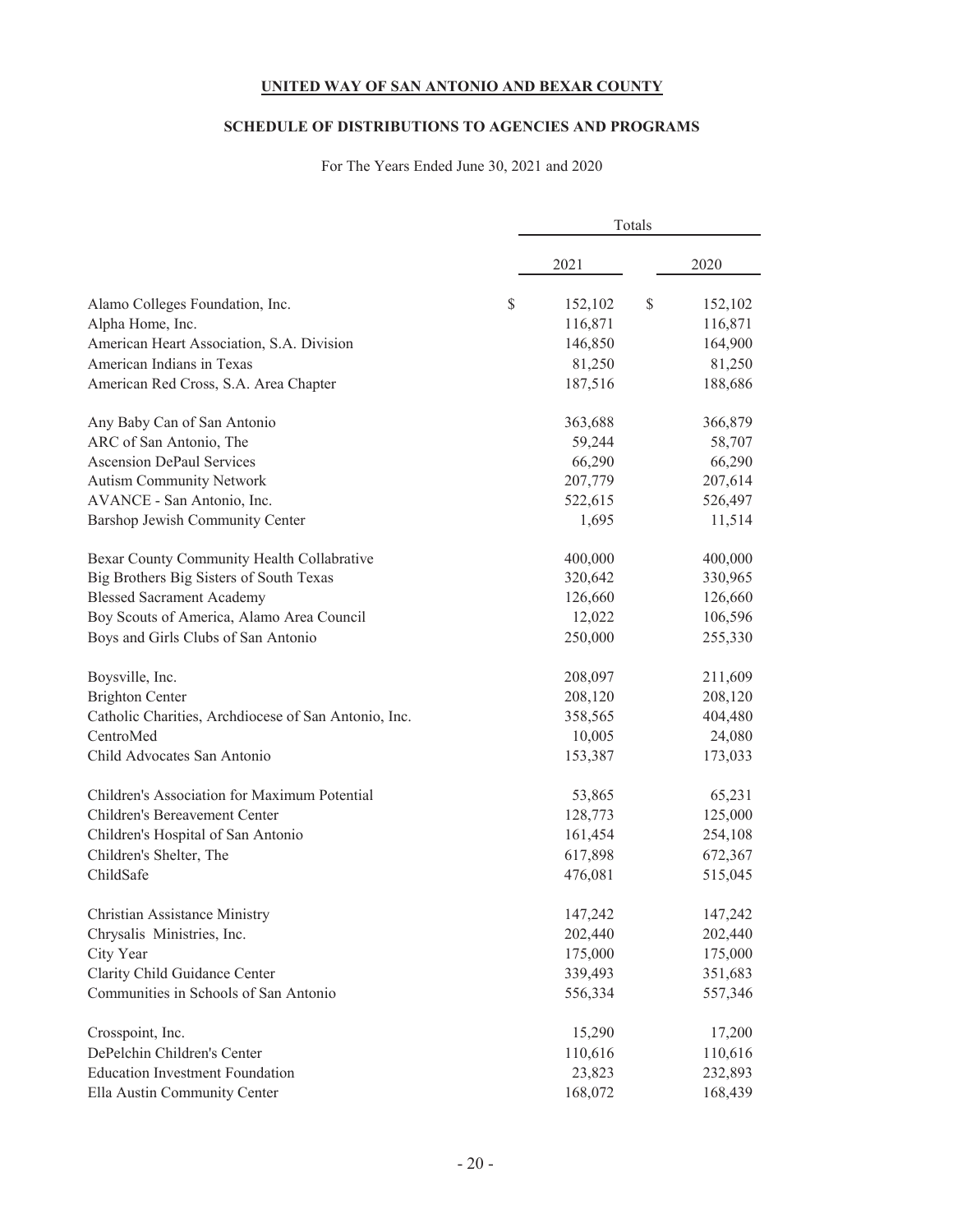**UNITED WAY OF SAN ANTONIO AND BEXAR COUNTY**

**SCHEDULE OF DISTRIBUTIONS TO AGENCIES AND PROGRAMS**

For The Years Ended June 30, 2021 and 2020

| | Totals | |
|---|---|---|
| | 2021 | 2020 |
| Alamo Colleges Foundation, Inc. | $ 152,102 | $ 152,102 |
| Alpha Home, Inc. | 116,871 | 116,871 |
| American Heart Association, S.A. Division | 146,850 | 164,900 |
| American Indians in Texas | 81,250 | 81,250 |
| American Red Cross, S.A. Area Chapter | 187,516 | 188,686 |
| Any Baby Can of San Antonio | 363,688 | 366,879 |
| ARC of San Antonio, The | 59,244 | 58,707 |
| Ascension DePaul Services | 66,290 | 66,290 |
| Autism Community Network | 207,779 | 207,614 |
| AVANCE - San Antonio, Inc. | 522,615 | 526,497 |
| Barshop Jewish Community Center | 1,695 | 11,514 |
| Bexar County Community Health Collabrative | 400,000 | 400,000 |
| Big Brothers Big Sisters of South Texas | 320,642 | 330,965 |
| Blessed Sacrament Academy | 126,660 | 126,660 |
| Boy Scouts of America, Alamo Area Council | 12,022 | 106,596 |
| Boys and Girls Clubs of San Antonio | 250,000 | 255,330 |
| Boysville, Inc. | 208,097 | 211,609 |
| Brighton Center | 208,120 | 208,120 |
| Catholic Charities, Archdiocese of San Antonio, Inc. | 358,565 | 404,480 |
| CentroMed | 10,005 | 24,080 |
| Child Advocates San Antonio | 153,387 | 173,033 |
| Children's Association for Maximum Potential | 53,865 | 65,231 |
| Children's Bereavement Center | 128,773 | 125,000 |
| Children's Hospital of San Antonio | 161,454 | 254,108 |
| Children's Shelter, The | 617,898 | 672,367 |
| ChildSafe | 476,081 | 515,045 |
| Christian Assistance Ministry | 147,242 | 147,242 |
| Chrysalis Ministries, Inc. | 202,440 | 202,440 |
| City Year | 175,000 | 175,000 |
| Clarity Child Guidance Center | 339,493 | 351,683 |
| Communities in Schools of San Antonio | 556,334 | 557,346 |
| Crosspoint, Inc. | 15,290 | 17,200 |
| DePelchin Children's Center | 110,616 | 110,616 |
| Education Investment Foundation | 23,823 | 232,893 |
| Ella Austin Community Center | 168,072 | 168,439 |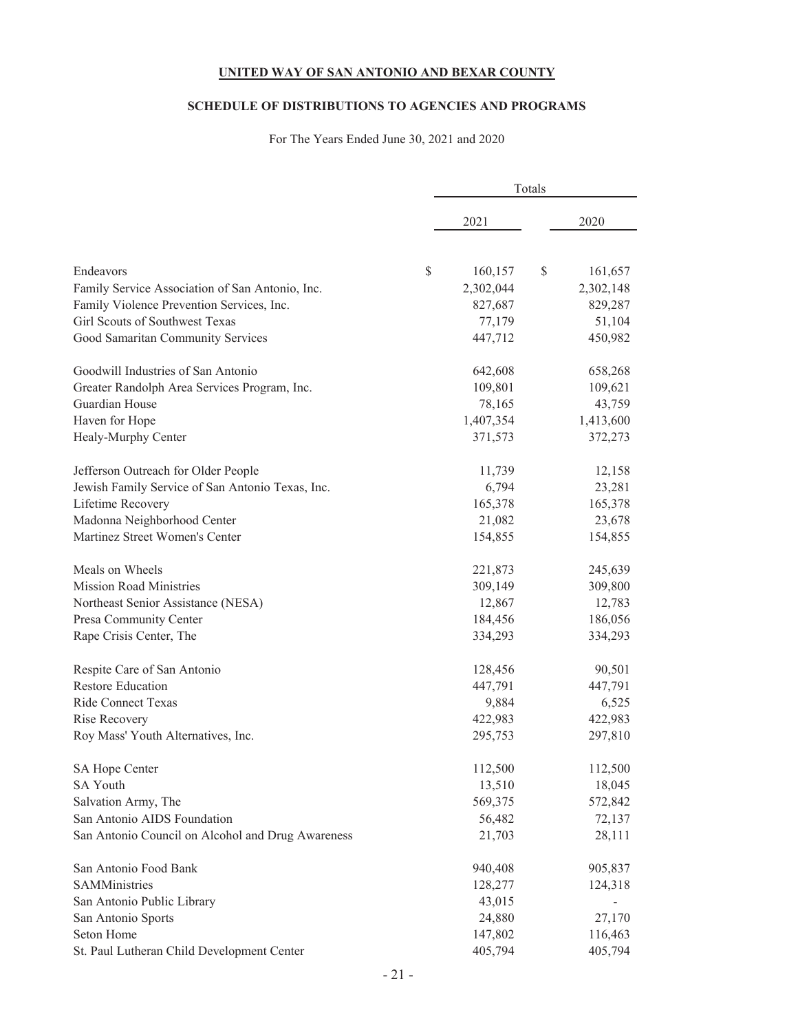**UNITED WAY OF SAN ANTONIO AND BEXAR COUNTY**

**SCHEDULE OF DISTRIBUTIONS TO AGENCIES AND PROGRAMS**

For The Years Ended June 30, 2021 and 2020

| | Totals | |
|---|---|---|
| | 2021 | 2020 |
| Endeavors | $ 160,157 | $ 161,657 |
| Family Service Association of San Antonio, Inc. | 2,302,044 | 2,302,148 |
| Family Violence Prevention Services, Inc. | 827,687 | 829,287 |
| Girl Scouts of Southwest Texas | 77,179 | 51,104 |
| Good Samaritan Community Services | 447,712 | 450,982 |
| Goodwill Industries of San Antonio | 642,608 | 658,268 |
| Greater Randolph Area Services Program, Inc. | 109,801 | 109,621 |
| Guardian House | 78,165 | 43,759 |
| Haven for Hope | 1,407,354 | 1,413,600 |
| Healy-Murphy Center | 371,573 | 372,273 |
| Jefferson Outreach for Older People | 11,739 | 12,158 |
| Jewish Family Service of San Antonio Texas, Inc. | 6,794 | 23,281 |
| Lifetime Recovery | 165,378 | 165,378 |
| Madonna Neighborhood Center | 21,082 | 23,678 |
| Martinez Street Women's Center | 154,855 | 154,855 |
| Meals on Wheels | 221,873 | 245,639 |
| Mission Road Ministries | 309,149 | 309,800 |
| Northeast Senior Assistance (NESA) | 12,867 | 12,783 |
| Presa Community Center | 184,456 | 186,056 |
| Rape Crisis Center, The | 334,293 | 334,293 |
| Respite Care of San Antonio | 128,456 | 90,501 |
| Restore Education | 447,791 | 447,791 |
| Ride Connect Texas | 9,884 | 6,525 |
| Rise Recovery | 422,983 | 422,983 |
| Roy Mass' Youth Alternatives, Inc. | 295,753 | 297,810 |
| SA Hope Center | 112,500 | 112,500 |
| SA Youth | 13,510 | 18,045 |
| Salvation Army, The | 569,375 | 572,842 |
| San Antonio AIDS Foundation | 56,482 | 72,137 |
| San Antonio Council on Alcohol and Drug Awareness | 21,703 | 28,111 |
| San Antonio Food Bank | 940,408 | 905,837 |
| SAMMinistries | 128,277 | 124,318 |
| San Antonio Public Library | 43,015 | - |
| San Antonio Sports | 24,880 | 27,170 |
| Seton Home | 147,802 | 116,463 |
| St. Paul Lutheran Child Development Center | 405,794 | 405,794 |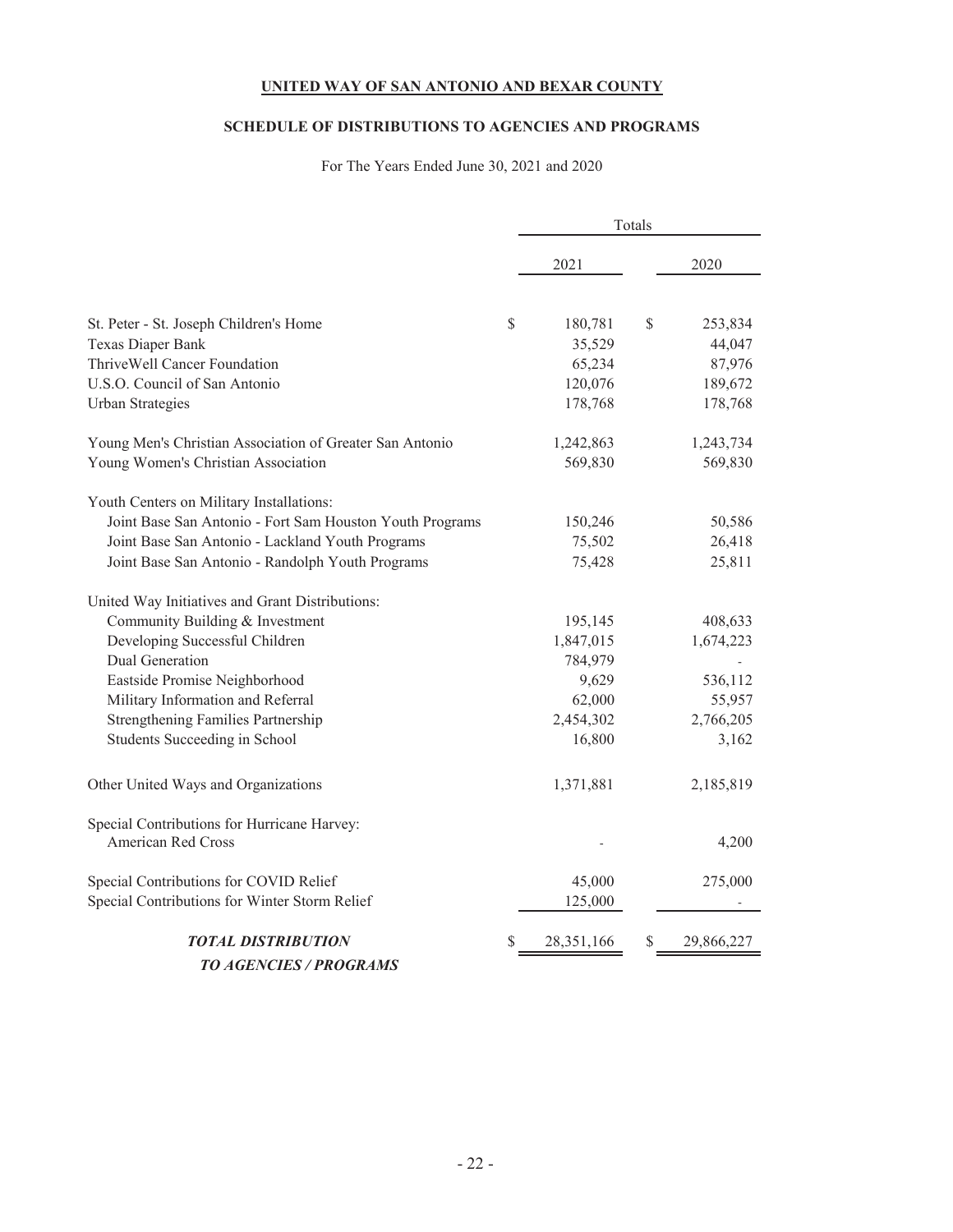**UNITED WAY OF SAN ANTONIO AND BEXAR COUNTY**

**SCHEDULE OF DISTRIBUTIONS TO AGENCIES AND PROGRAMS**

For The Years Ended June 30, 2021 and 2020

| | Totals | |
|---|---|---|
| | 2021 | 2020 |
| St. Peter - St. Joseph Children's Home | $ 180,781 | $ 253,834 |
| Texas Diaper Bank | 35,529 | 44,047 |
| ThriveWell Cancer Foundation | 65,234 | 87,976 |
| U.S.O. Council of San Antonio | 120,076 | 189,672 |
| Urban Strategies | 178,768 | 178,768 |
| Young Men's Christian Association of Greater San Antonio | 1,242,863 | 1,243,734 |
| Young Women's Christian Association | 569,830 | 569,830 |
| Youth Centers on Military Installations: | | |
| Joint Base San Antonio - Fort Sam Houston Youth Programs | 150,246 | 50,586 |
| Joint Base San Antonio - Lackland Youth Programs | 75,502 | 26,418 |
| Joint Base San Antonio - Randolph Youth Programs | 75,428 | 25,811 |
| United Way Initiatives and Grant Distributions: | | |
| Community Building & Investment | 195,145 | 408,633 |
| Developing Successful Children | 1,847,015 | 1,674,223 |
| Dual Generation | 784,979 | - |
| Eastside Promise Neighborhood | 9,629 | 536,112 |
| Military Information and Referral | 62,000 | 55,957 |
| Strengthening Families Partnership | 2,454,302 | 2,766,205 |
| Students Succeeding in School | 16,800 | 3,162 |
| Other United Ways and Organizations | 1,371,881 | 2,185,819 |
| Special Contributions for Hurricane Harvey: | | |
| American Red Cross | - | 4,200 |
| Special Contributions for COVID Relief | 45,000 | 275,000 |
| Special Contributions for Winter Storm Relief | 125,000 | - |
| ***TOTAL DISTRIBUTION TO AGENCIES / PROGRAMS*** | $ 28,351,166 | $ 29,866,227 |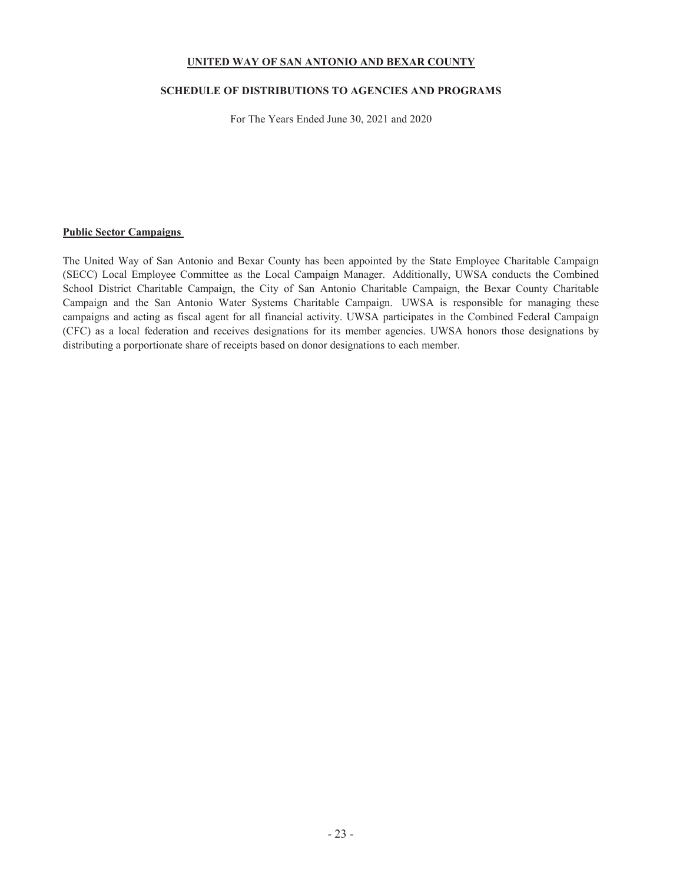**UNITED WAY OF SAN ANTONIO AND BEXAR COUNTY**

**SCHEDULE OF DISTRIBUTIONS TO AGENCIES AND PROGRAMS**

For The Years Ended June 30, 2021 and 2020

**Public Sector Campaigns**

The United Way of San Antonio and Bexar County has been appointed by the State Employee Charitable Campaign (SECC) Local Employee Committee as the Local Campaign Manager. Additionally, UWSA conducts the Combined School District Charitable Campaign, the City of San Antonio Charitable Campaign, the Bexar County Charitable Campaign and the San Antonio Water Systems Charitable Campaign. UWSA is responsible for managing these campaigns and acting as fiscal agent for all financial activity. UWSA participates in the Combined Federal Campaign (CFC) as a local federation and receives designations for its member agencies. UWSA honors those designations by distributing a porportionate share of receipts based on donor designations to each member.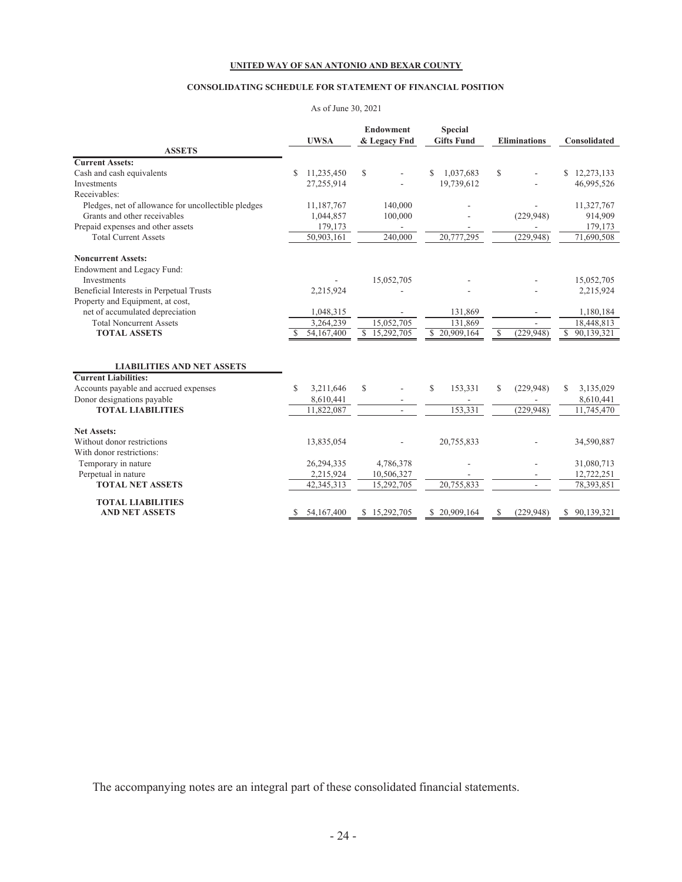**UNITED WAY OF SAN ANTONIO AND BEXAR COUNTY**

**CONSOLIDATING SCHEDULE FOR STATEMENT OF FINANCIAL POSITION**

As of June 30, 2021

| | UWSA | Endowment & Legacy Fnd | Special Gifts Fund | Eliminations | Consolidated |
|---|---|---|---|---|---|
| **ASSETS** | | | | | |
| **Current Assets:** | | | | | |
| Cash and cash equivalents | $ 11,235,450 | $ - | $ 1,037,683 | $ - | $ 12,273,133 |
| Investments | 27,255,914 | - | 19,739,612 | - | 46,995,526 |
| Receivables: | | | | | |
| Pledges, net of allowance for uncollectible pledges | 11,187,767 | 140,000 | - | - | 11,327,767 |
| Grants and other receivables | 1,044,857 | 100,000 | - | (229,948) | 914,909 |
| Prepaid expenses and other assets | 179,173 | - | - | - | 179,173 |
| Total Current Assets | 50,903,161 | 240,000 | 20,777,295 | (229,948) | 71,690,508 |
| **Noncurrent Assets:** | | | | | |
| Endowment and Legacy Fund: | | | | | |
| Investments | - | 15,052,705 | - | - | 15,052,705 |
| Beneficial Interests in Perpetual Trusts | 2,215,924 | - | - | - | 2,215,924 |
| Property and Equipment, at cost, | | | | | |
| net of accumulated depreciation | 1,048,315 | - | 131,869 | - | 1,180,184 |
| Total Noncurrent Assets | 3,264,239 | 15,052,705 | 131,869 | - | 18,448,813 |
| **TOTAL ASSETS** | $ 54,167,400 | $ 15,292,705 | $ 20,909,164 | $ (229,948) | $ 90,139,321 |
| **LIABILITIES AND NET ASSETS** | | | | | |
| **Current Liabilities:** | | | | | |
| Accounts payable and accrued expenses | $ 3,211,646 | $ - | $ 153,331 | $ (229,948) | $ 3,135,029 |
| Donor designations payable | 8,610,441 | - | - | - | 8,610,441 |
| **TOTAL LIABILITIES** | 11,822,087 | - | 153,331 | (229,948) | 11,745,470 |
| **Net Assets:** | | | | | |
| Without donor restrictions | 13,835,054 | - | 20,755,833 | - | 34,590,887 |
| With donor restrictions: | | | | | |
| Temporary in nature | 26,294,335 | 4,786,378 | - | - | 31,080,713 |
| Perpetual in nature | 2,215,924 | 10,506,327 | - | - | 12,722,251 |
| **TOTAL NET ASSETS** | 42,345,313 | 15,292,705 | 20,755,833 | - | 78,393,851 |
| **TOTAL LIABILITIES AND NET ASSETS** | $ 54,167,400 | $ 15,292,705 | $ 20,909,164 | $ (229,948) | $ 90,139,321 |

The accompanying notes are an integral part of these consolidated financial statements.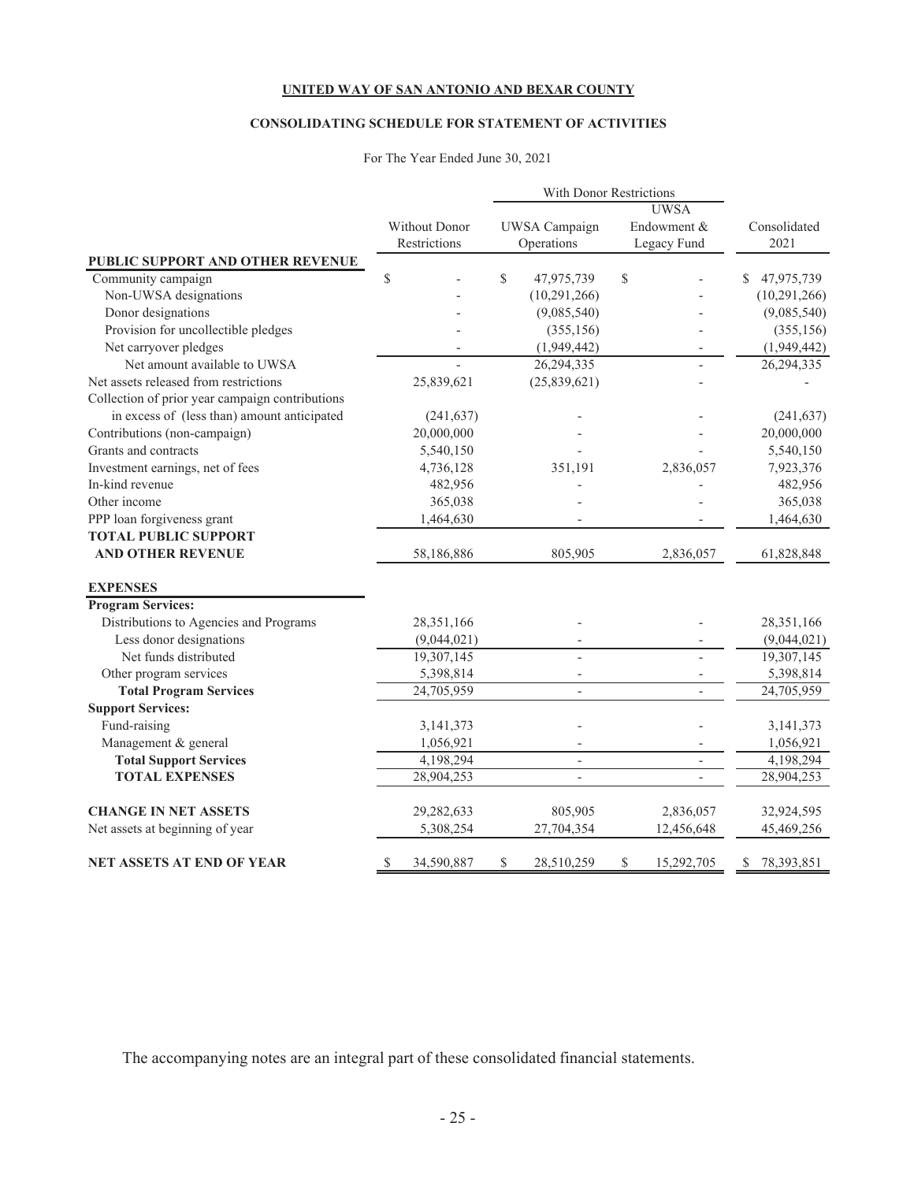**UNITED WAY OF SAN ANTONIO AND BEXAR COUNTY**

**CONSOLIDATING SCHEDULE FOR STATEMENT OF ACTIVITIES**

For The Year Ended June 30, 2021

| | | With Donor Restrictions | | |
|---|---|---|---|---|
| | Without Donor Restrictions | UWSA Campaign Operations | UWSA Endowment & Legacy Fund | Consolidated 2021 |
| **PUBLIC SUPPORT AND OTHER REVENUE** | | | | |
| Community campaign | $ - | $ 47,975,739 | $ - | $ 47,975,739 |
| Non-UWSA designations | - | (10,291,266) | - | (10,291,266) |
| Donor designations | - | (9,085,540) | - | (9,085,540) |
| Provision for uncollectible pledges | - | (355,156) | - | (355,156) |
| Net carryover pledges | - | (1,949,442) | - | (1,949,442) |
| Net amount available to UWSA | - | 26,294,335 | - | 26,294,335 |
| Net assets released from restrictions | 25,839,621 | (25,839,621) | - | - |
| Collection of prior year campaign contributions in excess of (less than) amount anticipated | (241,637) | - | - | (241,637) |
| Contributions (non-campaign) | 20,000,000 | - | - | 20,000,000 |
| Grants and contracts | 5,540,150 | - | - | 5,540,150 |
| Investment earnings, net of fees | 4,736,128 | 351,191 | 2,836,057 | 7,923,376 |
| In-kind revenue | 482,956 | - | - | 482,956 |
| Other income | 365,038 | - | - | 365,038 |
| PPP loan forgiveness grant | 1,464,630 | - | - | 1,464,630 |
| **TOTAL PUBLIC SUPPORT AND OTHER REVENUE** | 58,186,886 | 805,905 | 2,836,057 | 61,828,848 |
| **EXPENSES** | | | | |
| **Program Services:** | | | | |
| Distributions to Agencies and Programs | 28,351,166 | - | - | 28,351,166 |
| Less donor designations | (9,044,021) | - | - | (9,044,021) |
| Net funds distributed | 19,307,145 | - | - | 19,307,145 |
| Other program services | 5,398,814 | - | - | 5,398,814 |
| **Total Program Services** | 24,705,959 | - | - | 24,705,959 |
| **Support Services:** | | | | |
| Fund-raising | 3,141,373 | - | - | 3,141,373 |
| Management & general | 1,056,921 | - | - | 1,056,921 |
| **Total Support Services** | 4,198,294 | - | - | 4,198,294 |
| **TOTAL EXPENSES** | 28,904,253 | - | - | 28,904,253 |
| **CHANGE IN NET ASSETS** | 29,282,633 | 805,905 | 2,836,057 | 32,924,595 |
| Net assets at beginning of year | 5,308,254 | 27,704,354 | 12,456,648 | 45,469,256 |
| **NET ASSETS AT END OF YEAR** | $ 34,590,887 | $ 28,510,259 | $ 15,292,705 | $ 78,393,851 |

The accompanying notes are an integral part of these consolidated financial statements.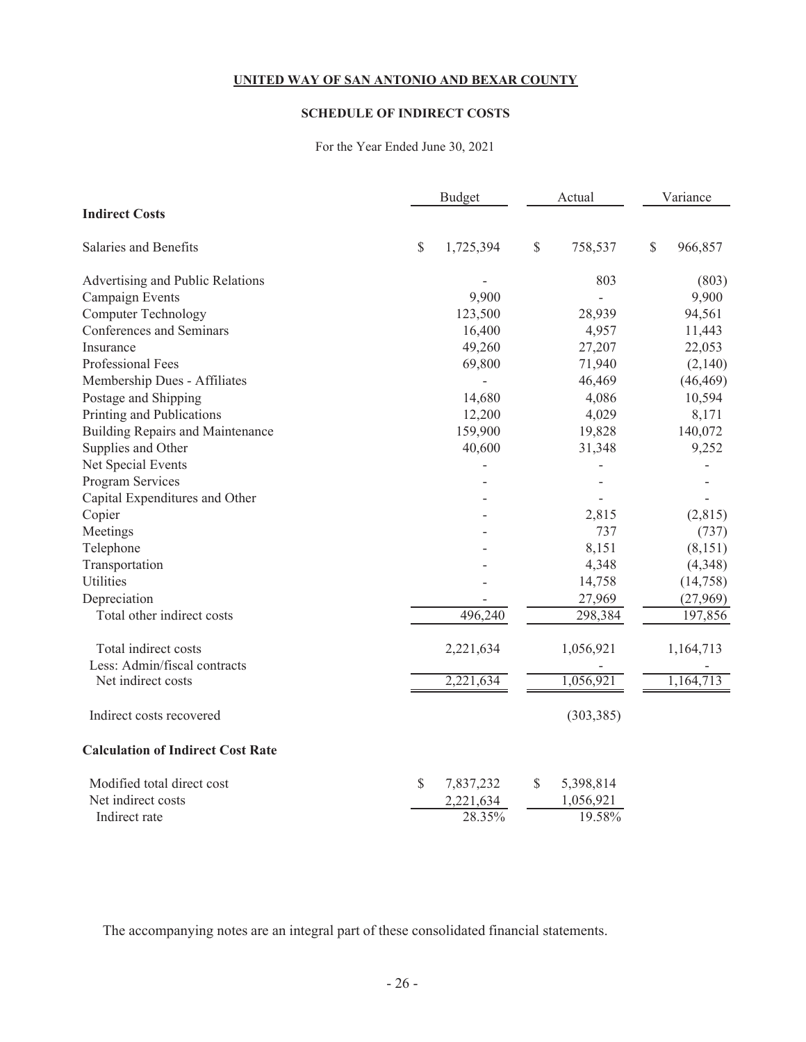**UNITED WAY OF SAN ANTONIO AND BEXAR COUNTY**

**SCHEDULE OF INDIRECT COSTS**

For the Year Ended June 30, 2021

| | Budget | Actual | Variance |
|---|---|---|---|
| **Indirect Costs** | | | |
| Salaries and Benefits | $ 1,725,394 | $ 758,537 | $ 966,857 |
| Advertising and Public Relations | - | 803 | (803) |
| Campaign Events | 9,900 | - | 9,900 |
| Computer Technology | 123,500 | 28,939 | 94,561 |
| Conferences and Seminars | 16,400 | 4,957 | 11,443 |
| Insurance | 49,260 | 27,207 | 22,053 |
| Professional Fees | 69,800 | 71,940 | (2,140) |
| Membership Dues - Affiliates | - | 46,469 | (46,469) |
| Postage and Shipping | 14,680 | 4,086 | 10,594 |
| Printing and Publications | 12,200 | 4,029 | 8,171 |
| Building Repairs and Maintenance | 159,900 | 19,828 | 140,072 |
| Supplies and Other | 40,600 | 31,348 | 9,252 |
| Net Special Events | - | - | - |
| Program Services | - | - | - |
| Capital Expenditures and Other | - | - | - |
| Copier | - | 2,815 | (2,815) |
| Meetings | - | 737 | (737) |
| Telephone | - | 8,151 | (8,151) |
| Transportation | - | 4,348 | (4,348) |
| Utilities | - | 14,758 | (14,758) |
| Depreciation | - | 27,969 | (27,969) |
| Total other indirect costs | 496,240 | 298,384 | 197,856 |
| Total indirect costs | 2,221,634 | 1,056,921 | 1,164,713 |
| Less: Admin/fiscal contracts | - | - | - |
| Net indirect costs | 2,221,634 | 1,056,921 | 1,164,713 |
| Indirect costs recovered | | (303,385) | |
| **Calculation of Indirect Cost Rate** | | | |
| Modified total direct cost | $ 7,837,232 | $ 5,398,814 | |
| Net indirect costs | 2,221,634 | 1,056,921 | |
| Indirect rate | 28.35% | 19.58% | |

The accompanying notes are an integral part of these consolidated financial statements.